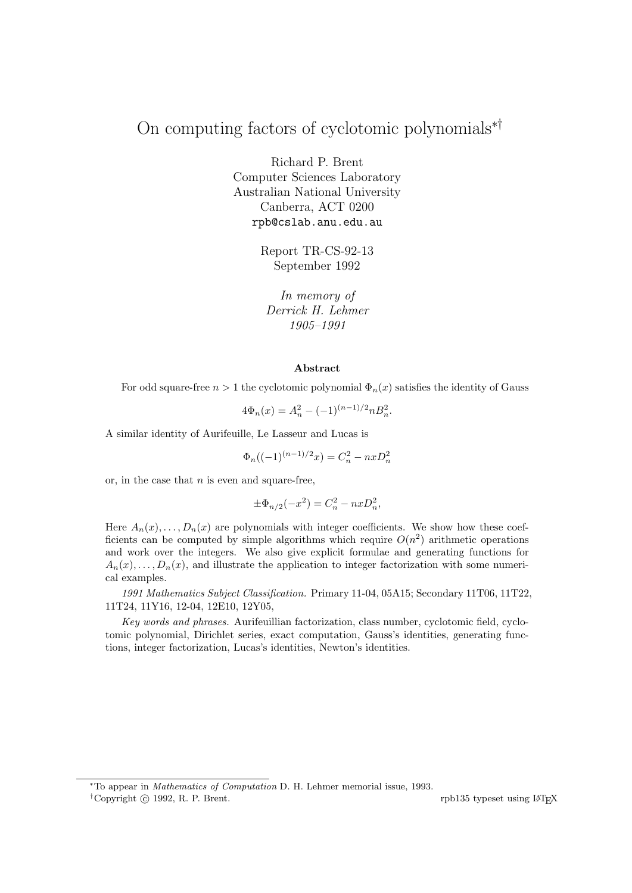# On computing factors of cyclotomic polynomials[*†]

Richard P. Brent
Computer Sciences Laboratory
Australian National University
Canberra, ACT 0200
rpb@cslab.anu.edu.au

Report TR-CS-92-13
September 1992

*In memory of*
*Derrick H. Lehmer*
*1905–1991*

**Abstract**

For odd square-free $n > 1$ the cyclotomic polynomial $\Phi_n(x)$ satisfies the identity of Gauss

$$4\Phi_n(x) = A_n^2 - (-1)^{(n-1)/2} n B_n^2.$$

A similar identity of Aurifeuille, Le Lasseur and Lucas is

$$\Phi_n((-1)^{(n-1)/2} x) = C_n^2 - nxD_n^2$$

or, in the case that $n$ is even and square-free,

$$\pm\Phi_{n/2}(-x^2) = C_n^2 - nxD_n^2,$$

Here $A_n(x), \ldots, D_n(x)$ are polynomials with integer coefficients. We show how these coefficients can be computed by simple algorithms which require $O(n^2)$ arithmetic operations and work over the integers. We also give explicit formulae and generating functions for $A_n(x), \ldots, D_n(x)$, and illustrate the application to integer factorization with some numerical examples.

*1991 Mathematics Subject Classification.* Primary 11-04, 05A15; Secondary 11T06, 11T22, 11T24, 11Y16, 12-04, 12E10, 12Y05,

*Key words and phrases.* Aurifeuillian factorization, class number, cyclotomic field, cyclotomic polynomial, Dirichlet series, exact computation, Gauss's identities, generating functions, integer factorization, Lucas's identities, Newton's identities.

---

[*] To appear in *Mathematics of Computation* D. H. Lehmer memorial issue, 1993.

[†] Copyright © 1992, R. P. Brent.

rpb135 typeset using LaTeX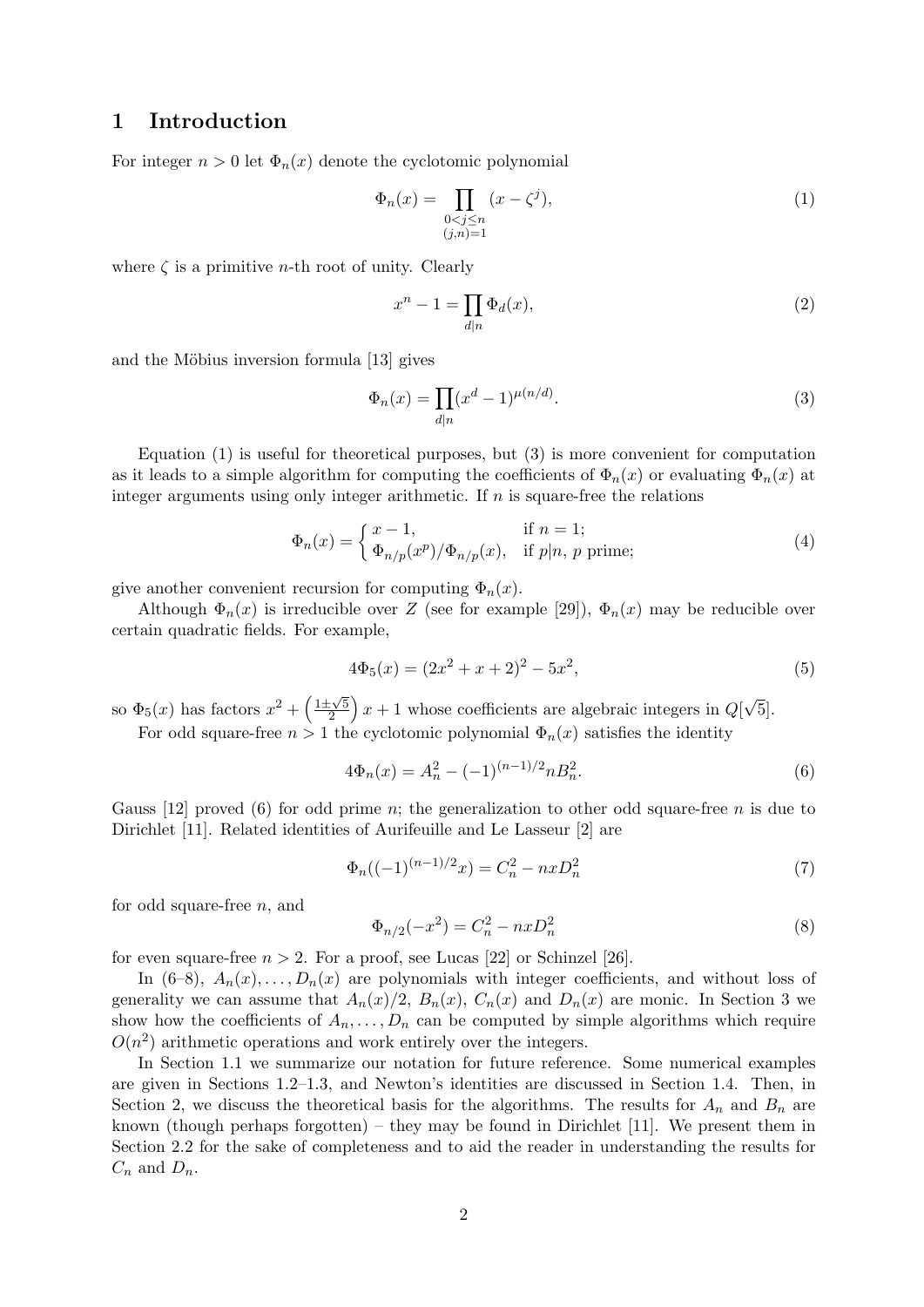# 1 Introduction

For integer $n > 0$ let $\Phi_n(x)$ denote the cyclotomic polynomial

$$\Phi_n(x) = \prod_{\substack{0<j\le n\\(j,n)=1}} (x - \zeta^j), \tag{1}$$

where $\zeta$ is a primitive $n$-th root of unity. Clearly

$$x^n - 1 = \prod_{d|n} \Phi_d(x), \tag{2}$$

and the Möbius inversion formula [13] gives

$$\Phi_n(x) = \prod_{d|n} (x^d - 1)^{\mu(n/d)}. \tag{3}$$

Equation (1) is useful for theoretical purposes, but (3) is more convenient for computation as it leads to a simple algorithm for computing the coefficients of $\Phi_n(x)$ or evaluating $\Phi_n(x)$ at integer arguments using only integer arithmetic. If $n$ is square-free the relations

$$\Phi_n(x) = \begin{cases} x-1, & \text{if } n = 1;\\ \Phi_{n/p}(x^p)/\Phi_{n/p}(x), & \text{if } p|n,\ p \text{ prime}; \end{cases} \tag{4}$$

give another convenient recursion for computing $\Phi_n(x)$.

Although $\Phi_n(x)$ is irreducible over $Z$ (see for example [29]), $\Phi_n(x)$ may be reducible over certain quadratic fields. For example,

$$4\Phi_5(x) = (2x^2 + x + 2)^2 - 5x^2, \tag{5}$$

so $\Phi_5(x)$ has factors $x^2 + \left(\frac{1\pm\sqrt{5}}{2}\right)x + 1$ whose coefficients are algebraic integers in $Q[\sqrt{5}]$.

For odd square-free $n > 1$ the cyclotomic polynomial $\Phi_n(x)$ satisfies the identity

$$4\Phi_n(x) = A_n^2 - (-1)^{(n-1)/2} n B_n^2. \tag{6}$$

Gauss [12] proved (6) for odd prime $n$; the generalization to other odd square-free $n$ is due to Dirichlet [11]. Related identities of Aurifeuille and Le Lasseur [2] are

$$\Phi_n((-1)^{(n-1)/2}x) = C_n^2 - nxD_n^2 \tag{7}$$

for odd square-free $n$, and

$$\Phi_{n/2}(-x^2) = C_n^2 - nxD_n^2 \tag{8}$$

for even square-free $n > 2$. For a proof, see Lucas [22] or Schinzel [26].

In (6–8), $A_n(x), \ldots, D_n(x)$ are polynomials with integer coefficients, and without loss of generality we can assume that $A_n(x)/2$, $B_n(x)$, $C_n(x)$ and $D_n(x)$ are monic. In Section 3 we show how the coefficients of $A_n, \ldots, D_n$ can be computed by simple algorithms which require $O(n^2)$ arithmetic operations and work entirely over the integers.

In Section 1.1 we summarize our notation for future reference. Some numerical examples are given in Sections 1.2–1.3, and Newton's identities are discussed in Section 1.4. Then, in Section 2, we discuss the theoretical basis for the algorithms. The results for $A_n$ and $B_n$ are known (though perhaps forgotten) – they may be found in Dirichlet [11]. We present them in Section 2.2 for the sake of completeness and to aid the reader in understanding the results for $C_n$ and $D_n$.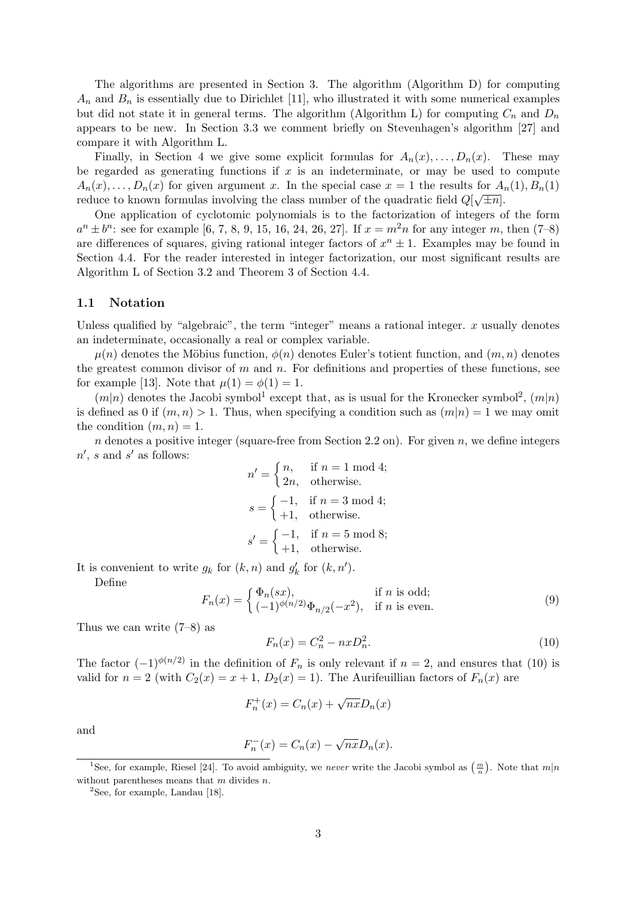The algorithms are presented in Section 3. The algorithm (Algorithm D) for computing $A_n$ and $B_n$ is essentially due to Dirichlet [11], who illustrated it with some numerical examples but did not state it in general terms. The algorithm (Algorithm L) for computing $C_n$ and $D_n$ appears to be new. In Section 3.3 we comment briefly on Stevenhagen's algorithm [27] and compare it with Algorithm L.

Finally, in Section 4 we give some explicit formulas for $A_n(x), \ldots, D_n(x)$. These may be regarded as generating functions if $x$ is an indeterminate, or may be used to compute $A_n(x), \ldots, D_n(x)$ for given argument $x$. In the special case $x = 1$ the results for $A_n(1), B_n(1)$ reduce to known formulas involving the class number of the quadratic field $Q[\sqrt{\pm n}]$.

One application of cyclotomic polynomials is to the factorization of integers of the form $a^n \pm b^n$: see for example [6, 7, 8, 9, 15, 16, 24, 26, 27]. If $x = m^2 n$ for any integer $m$, then (7–8) are differences of squares, giving rational integer factors of $x^n \pm 1$. Examples may be found in Section 4.4. For the reader interested in integer factorization, our most significant results are Algorithm L of Section 3.2 and Theorem 3 of Section 4.4.

### 1.1 Notation

Unless qualified by "algebraic", the term "integer" means a rational integer. $x$ usually denotes an indeterminate, occasionally a real or complex variable.

$\mu(n)$ denotes the Möbius function, $\phi(n)$ denotes Euler's totient function, and $(m, n)$ denotes the greatest common divisor of $m$ and $n$. For definitions and properties of these functions, see for example [13]. Note that $\mu(1) = \phi(1) = 1$.

$(m|n)$ denotes the Jacobi symbol[1] except that, as is usual for the Kronecker symbol[2], $(m|n)$ is defined as 0 if $(m, n) > 1$. Thus, when specifying a condition such as $(m|n) = 1$ we may omit the condition $(m, n) = 1$.

$n$ denotes a positive integer (square-free from Section 2.2 on). For given $n$, we define integers $n'$, $s$ and $s'$ as follows:

$$n' = \begin{cases} n, & \text{if } n = 1 \bmod 4; \\ 2n, & \text{otherwise.} \end{cases}$$

$$s = \begin{cases} -1, & \text{if } n = 3 \bmod 4; \\ +1, & \text{otherwise.} \end{cases}$$

$$s' = \begin{cases} -1, & \text{if } n = 5 \bmod 8; \\ +1, & \text{otherwise.} \end{cases}$$

It is convenient to write $g_k$ for $(k, n)$ and $g'_k$ for $(k, n')$.

Define

$$F_n(x) = \begin{cases} \Phi_n(sx), & \text{if } n \text{ is odd;} \\ (-1)^{\phi(n/2)} \Phi_{n/2}(-x^2), & \text{if } n \text{ is even.} \end{cases} \tag{9}$$

Thus we can write (7–8) as

$$F_n(x) = C_n^2 - nxD_n^2. \tag{10}$$

The factor $(-1)^{\phi(n/2)}$ in the definition of $F_n$ is only relevant if $n = 2$, and ensures that (10) is valid for $n = 2$ (with $C_2(x) = x + 1$, $D_2(x) = 1$). The Aurifeuillian factors of $F_n(x)$ are

$$F_n^+(x) = C_n(x) + \sqrt{nx} D_n(x)$$

and

$$F_n^-(x) = C_n(x) - \sqrt{nx} D_n(x).$$

---

[1] See, for example, Riesel [24]. To avoid ambiguity, we *never* write the Jacobi symbol as $\left(\frac{m}{n}\right)$. Note that $m|n$ without parentheses means that $m$ divides $n$.

[2] See, for example, Landau [18].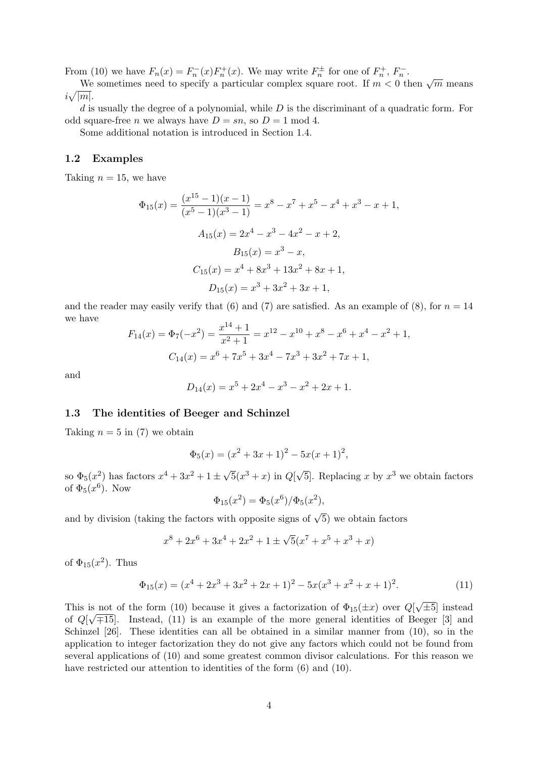From (10) we have $F_n(x) = F_n^-(x)F_n^+(x)$. We may write $F_n^\pm$ for one of $F_n^+$, $F_n^-$.

We sometimes need to specify a particular complex square root. If $m < 0$ then $\sqrt{m}$ means $i\sqrt{|m|}$.

$d$ is usually the degree of a polynomial, while $D$ is the discriminant of a quadratic form. For odd square-free $n$ we always have $D = sn$, so $D = 1 \bmod 4$.

Some additional notation is introduced in Section 1.4.

## 1.2 Examples

Taking $n = 15$, we have

$$\Phi_{15}(x) = \frac{(x^{15}-1)(x-1)}{(x^5-1)(x^3-1)} = x^8 - x^7 + x^5 - x^4 + x^3 - x + 1,$$

$$A_{15}(x) = 2x^4 - x^3 - 4x^2 - x + 2,$$

$$B_{15}(x) = x^3 - x,$$

$$C_{15}(x) = x^4 + 8x^3 + 13x^2 + 8x + 1,$$

$$D_{15}(x) = x^3 + 3x^2 + 3x + 1,$$

and the reader may easily verify that (6) and (7) are satisfied. As an example of (8), for $n = 14$ we have

$$F_{14}(x) = \Phi_7(-x^2) = \frac{x^{14}+1}{x^2+1} = x^{12} - x^{10} + x^8 - x^6 + x^4 - x^2 + 1,$$

$$C_{14}(x) = x^6 + 7x^5 + 3x^4 - 7x^3 + 3x^2 + 7x + 1,$$

and

$$D_{14}(x) = x^5 + 2x^4 - x^3 - x^2 + 2x + 1.$$

## 1.3 The identities of Beeger and Schinzel

Taking $n = 5$ in (7) we obtain

$$\Phi_5(x) = (x^2 + 3x + 1)^2 - 5x(x+1)^2,$$

so $\Phi_5(x^2)$ has factors $x^4 + 3x^2 + 1 \pm \sqrt{5}(x^3 + x)$ in $Q[\sqrt{5}]$. Replacing $x$ by $x^3$ we obtain factors of $\Phi_5(x^6)$. Now

$$\Phi_{15}(x^2) = \Phi_5(x^6)/\Phi_5(x^2),$$

and by division (taking the factors with opposite signs of $\sqrt{5}$) we obtain factors

$$x^8 + 2x^6 + 3x^4 + 2x^2 + 1 \pm \sqrt{5}(x^7 + x^5 + x^3 + x)$$

of $\Phi_{15}(x^2)$. Thus

$$\Phi_{15}(x) = (x^4 + 2x^3 + 3x^2 + 2x + 1)^2 - 5x(x^3 + x^2 + x + 1)^2. \tag{11}$$

This is not of the form (10) because it gives a factorization of $\Phi_{15}(\pm x)$ over $Q[\sqrt{\pm 5}]$ instead of $Q[\sqrt{\mp 15}]$. Instead, (11) is an example of the more general identities of Beeger [3] and Schinzel [26]. These identities can all be obtained in a similar manner from (10), so in the application to integer factorization they do not give any factors which could not be found from several applications of (10) and some greatest common divisor calculations. For this reason we have restricted our attention to identities of the form (6) and (10).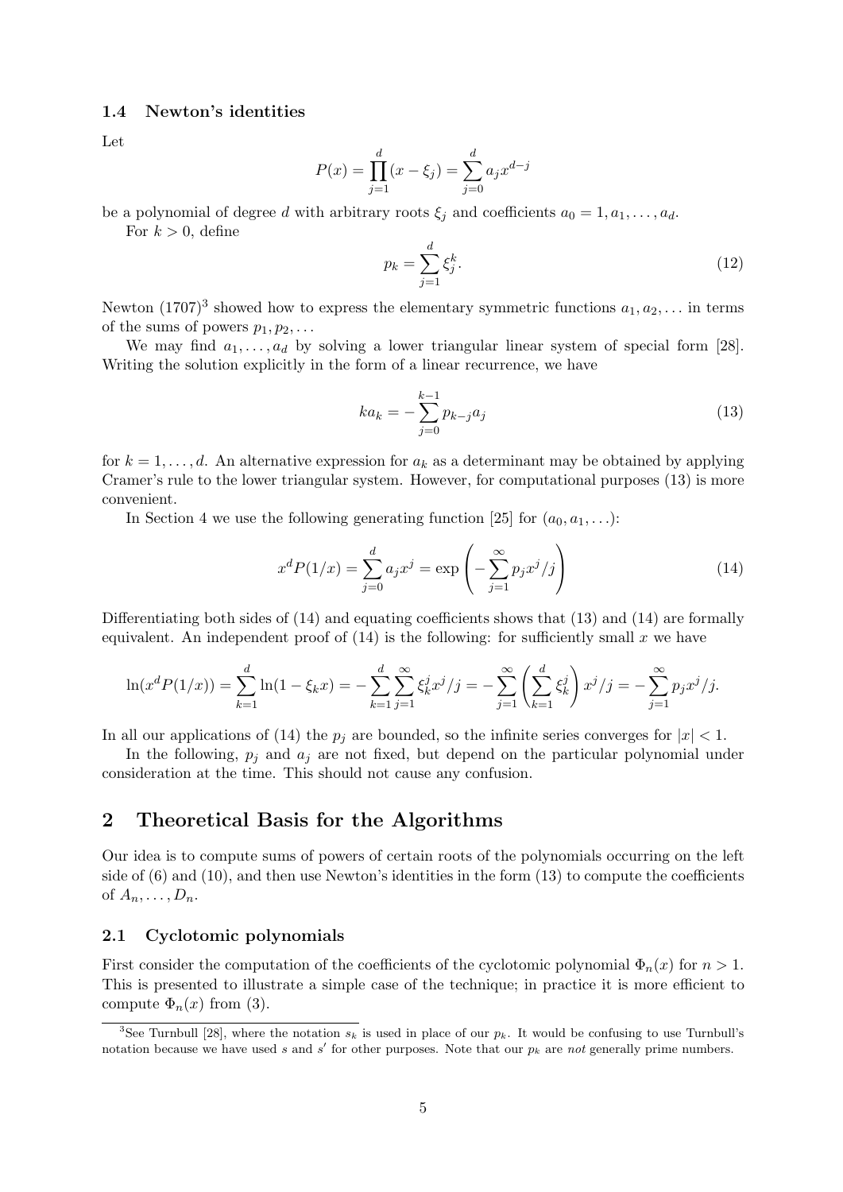### 1.4 Newton's identities

Let

$$P(x) = \prod_{j=1}^{d} (x - \xi_j) = \sum_{j=0}^{d} a_j x^{d-j}$$

be a polynomial of degree $d$ with arbitrary roots $\xi_j$ and coefficients $a_0 = 1, a_1, \ldots, a_d$.

For $k > 0$, define

$$p_k = \sum_{j=1}^{d} \xi_j^k. \tag{12}$$

Newton (1707)[3] showed how to express the elementary symmetric functions $a_1, a_2, \ldots$ in terms of the sums of powers $p_1, p_2, \ldots$

We may find $a_1, \ldots, a_d$ by solving a lower triangular linear system of special form [28]. Writing the solution explicitly in the form of a linear recurrence, we have

$$ka_k = -\sum_{j=0}^{k-1} p_{k-j} a_j \tag{13}$$

for $k = 1, \ldots, d$. An alternative expression for $a_k$ as a determinant may be obtained by applying Cramer's rule to the lower triangular system. However, for computational purposes (13) is more convenient.

In Section 4 we use the following generating function [25] for $(a_0, a_1, \ldots)$:

$$x^d P(1/x) = \sum_{j=0}^{d} a_j x^j = \exp\left(-\sum_{j=1}^{\infty} p_j x^j / j\right) \tag{14}$$

Differentiating both sides of (14) and equating coefficients shows that (13) and (14) are formally equivalent. An independent proof of (14) is the following: for sufficiently small $x$ we have

$$\ln(x^d P(1/x)) = \sum_{k=1}^{d} \ln(1 - \xi_k x) = -\sum_{k=1}^{d} \sum_{j=1}^{\infty} \xi_k^j x^j / j = -\sum_{j=1}^{\infty} \left(\sum_{k=1}^{d} \xi_k^j\right) x^j / j = -\sum_{j=1}^{\infty} p_j x^j / j.$$

In all our applications of (14) the $p_j$ are bounded, so the infinite series converges for $|x| < 1$.

In the following, $p_j$ and $a_j$ are not fixed, but depend on the particular polynomial under consideration at the time. This should not cause any confusion.

## 2 Theoretical Basis for the Algorithms

Our idea is to compute sums of powers of certain roots of the polynomials occurring on the left side of (6) and (10), and then use Newton's identities in the form (13) to compute the coefficients of $A_n, \ldots, D_n$.

### 2.1 Cyclotomic polynomials

First consider the computation of the coefficients of the cyclotomic polynomial $\Phi_n(x)$ for $n > 1$. This is presented to illustrate a simple case of the technique; in practice it is more efficient to compute $\Phi_n(x)$ from (3).

[3] See Turnbull [28], where the notation $s_k$ is used in place of our $p_k$. It would be confusing to use Turnbull's notation because we have used $s$ and $s'$ for other purposes. Note that our $p_k$ are *not* generally prime numbers.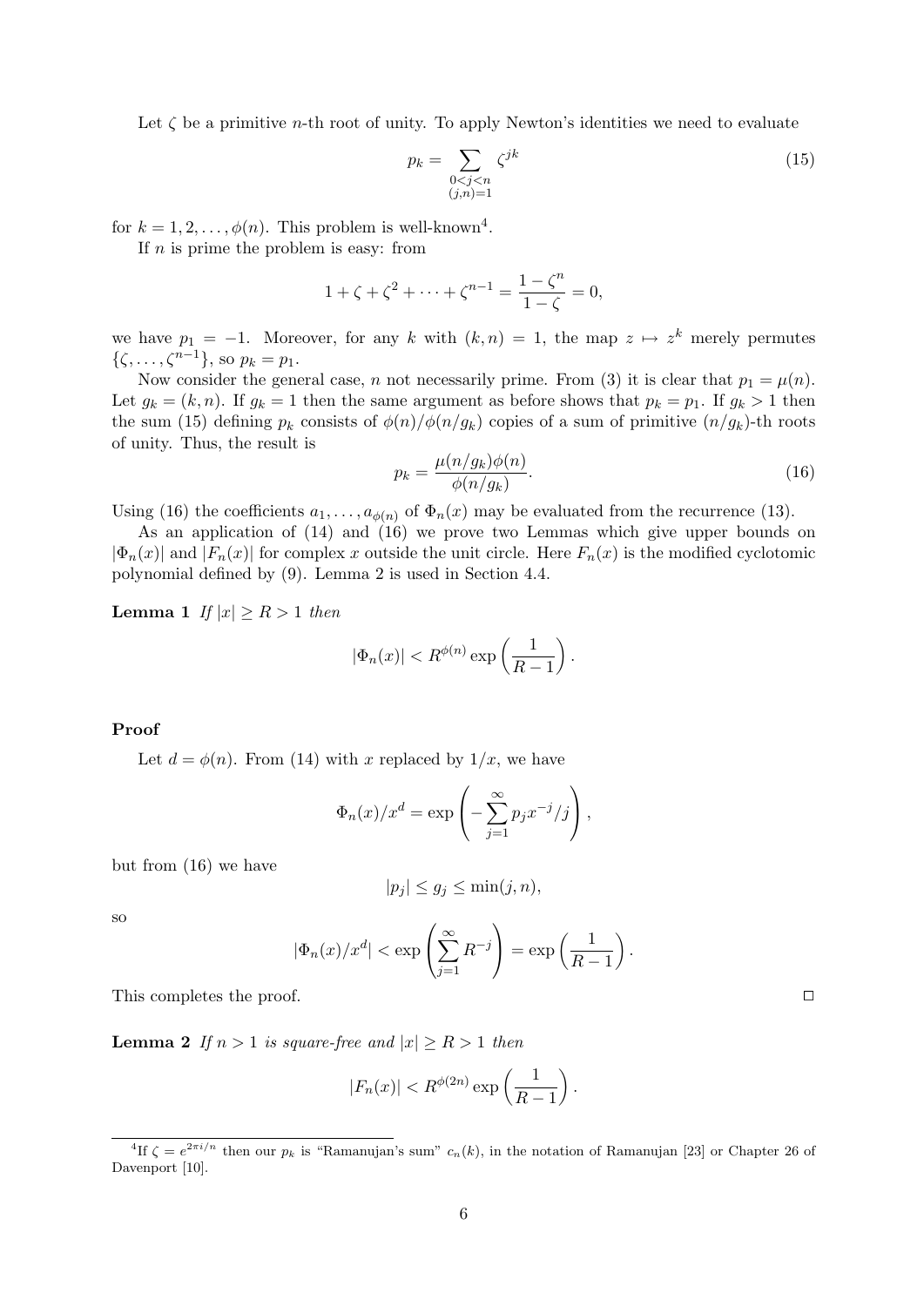Let $\zeta$ be a primitive $n$-th root of unity. To apply Newton's identities we need to evaluate

$$p_k = \sum_{\substack{0<j<n \\ (j,n)=1}} \zeta^{jk} \tag{15}$$

for $k = 1, 2, \ldots, \phi(n)$. This problem is well-known[4].

If $n$ is prime the problem is easy: from

$$1 + \zeta + \zeta^2 + \cdots + \zeta^{n-1} = \frac{1-\zeta^n}{1-\zeta} = 0,$$

we have $p_1 = -1$. Moreover, for any $k$ with $(k, n) = 1$, the map $z \mapsto z^k$ merely permutes $\{\zeta, \ldots, \zeta^{n-1}\}$, so $p_k = p_1$.

Now consider the general case, $n$ not necessarily prime. From (3) it is clear that $p_1 = \mu(n)$. Let $g_k = (k, n)$. If $g_k = 1$ then the same argument as before shows that $p_k = p_1$. If $g_k > 1$ then the sum (15) defining $p_k$ consists of $\phi(n)/\phi(n/g_k)$ copies of a sum of primitive $(n/g_k)$-th roots of unity. Thus, the result is

$$p_k = \frac{\mu(n/g_k)\phi(n)}{\phi(n/g_k)}. \tag{16}$$

Using (16) the coefficients $a_1, \ldots, a_{\phi(n)}$ of $\Phi_n(x)$ may be evaluated from the recurrence (13).

As an application of (14) and (16) we prove two Lemmas which give upper bounds on $|\Phi_n(x)|$ and $|F_n(x)|$ for complex $x$ outside the unit circle. Here $F_n(x)$ is the modified cyclotomic polynomial defined by (9). Lemma 2 is used in Section 4.4.

**Lemma 1** *If* $|x| \geq R > 1$ *then*

$$|\Phi_n(x)| < R^{\phi(n)} \exp\left(\frac{1}{R-1}\right).$$

**Proof**

Let $d = \phi(n)$. From (14) with $x$ replaced by $1/x$, we have

$$\Phi_n(x)/x^d = \exp\left(-\sum_{j=1}^{\infty} p_j x^{-j}/j\right),$$

but from (16) we have

$$|p_j| \leq g_j \leq \min(j, n),$$

so

$$|\Phi_n(x)/x^d| < \exp\left(\sum_{j=1}^{\infty} R^{-j}\right) = \exp\left(\frac{1}{R-1}\right).$$

This completes the proof. □

**Lemma 2** *If* $n > 1$ *is square-free and* $|x| \geq R > 1$ *then*

$$|F_n(x)| < R^{\phi(2n)} \exp\left(\frac{1}{R-1}\right).$$

[4] If $\zeta = e^{2\pi i/n}$ then our $p_k$ is "Ramanujan's sum" $c_n(k)$, in the notation of Ramanujan [23] or Chapter 26 of Davenport [10].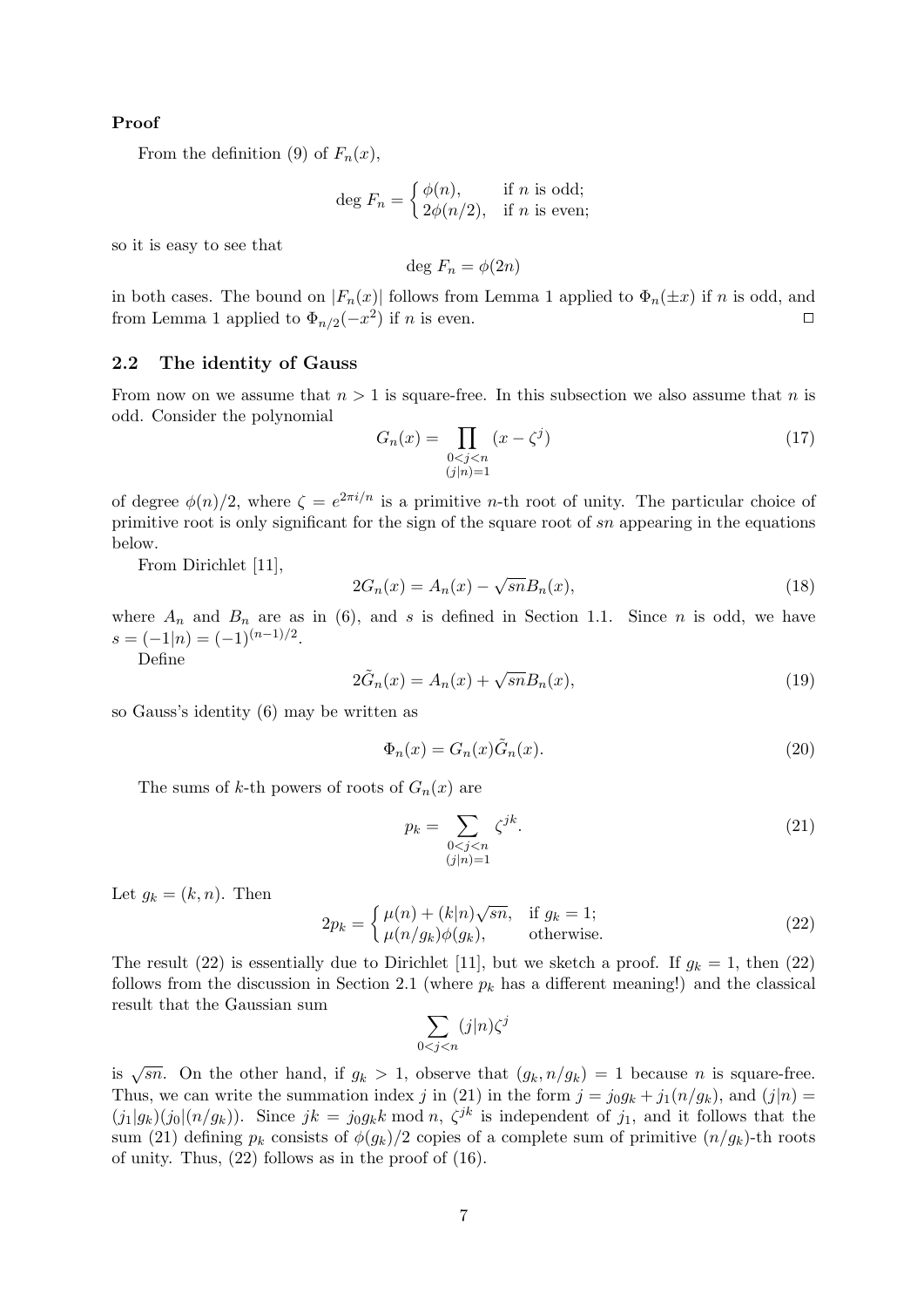**Proof**

From the definition (9) of $F_n(x)$,

$$\deg\, F_n = \begin{cases} \phi(n), & \text{if } n \text{ is odd;} \\ 2\phi(n/2), & \text{if } n \text{ is even;} \end{cases}$$

so it is easy to see that

$$\deg\, F_n = \phi(2n)$$

in both cases. The bound on $|F_n(x)|$ follows from Lemma 1 applied to $\Phi_n(\pm x)$ if $n$ is odd, and from Lemma 1 applied to $\Phi_{n/2}(-x^2)$ if $n$ is even. $\square$

## 2.2 The identity of Gauss

From now on we assume that $n > 1$ is square-free. In this subsection we also assume that $n$ is odd. Consider the polynomial

$$G_n(x) = \prod_{\substack{0<j<n \\ (j|n)=1}} (x - \zeta^j) \tag{17}$$

of degree $\phi(n)/2$, where $\zeta = e^{2\pi i/n}$ is a primitive $n$-th root of unity. The particular choice of primitive root is only significant for the sign of the square root of $sn$ appearing in the equations below.

From Dirichlet [11],

$$2G_n(x) = A_n(x) - \sqrt{sn}B_n(x), \tag{18}$$

where $A_n$ and $B_n$ are as in (6), and $s$ is defined in Section 1.1. Since $n$ is odd, we have $s = (-1|n) = (-1)^{(n-1)/2}$.

Define

$$2\tilde{G}_n(x) = A_n(x) + \sqrt{sn}B_n(x), \tag{19}$$

so Gauss's identity (6) may be written as

$$\Phi_n(x) = G_n(x)\tilde{G}_n(x). \tag{20}$$

The sums of $k$-th powers of roots of $G_n(x)$ are

$$p_k = \sum_{\substack{0<j<n \\ (j|n)=1}} \zeta^{jk}. \tag{21}$$

Let $g_k = (k, n)$. Then

$$2p_k = \begin{cases} \mu(n) + (k|n)\sqrt{sn}, & \text{if } g_k = 1; \\ \mu(n/g_k)\phi(g_k), & \text{otherwise.} \end{cases} \tag{22}$$

The result (22) is essentially due to Dirichlet [11], but we sketch a proof. If $g_k = 1$, then (22) follows from the discussion in Section 2.1 (where $p_k$ has a different meaning!) and the classical result that the Gaussian sum

$$\sum_{0<j<n} (j|n)\zeta^j$$

is $\sqrt{sn}$. On the other hand, if $g_k > 1$, observe that $(g_k, n/g_k) = 1$ because $n$ is square-free. Thus, we can write the summation index $j$ in (21) in the form $j = j_0 g_k + j_1(n/g_k)$, and $(j|n) = (j_1|g_k)(j_0|(n/g_k))$. Since $jk = j_0 g_k k \bmod n$, $\zeta^{jk}$ is independent of $j_1$, and it follows that the sum (21) defining $p_k$ consists of $\phi(g_k)/2$ copies of a complete sum of primitive $(n/g_k)$-th roots of unity. Thus, (22) follows as in the proof of (16).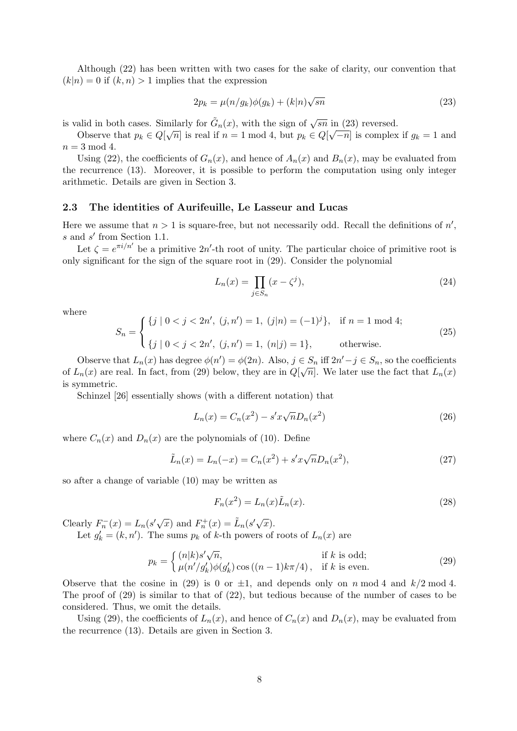Although (22) has been written with two cases for the sake of clarity, our convention that $(k|n) = 0$ if $(k, n) > 1$ implies that the expression

$$2p_k = \mu(n/g_k)\phi(g_k) + (k|n)\sqrt{sn} \tag{23}$$

is valid in both cases. Similarly for $\tilde{G}_n(x)$, with the sign of $\sqrt{sn}$ in (23) reversed.

Observe that $p_k \in Q[\sqrt{n}]$ is real if $n = 1 \bmod 4$, but $p_k \in Q[\sqrt{-n}]$ is complex if $g_k = 1$ and $n = 3 \bmod 4$.

Using (22), the coefficients of $G_n(x)$, and hence of $A_n(x)$ and $B_n(x)$, may be evaluated from the recurrence (13). Moreover, it is possible to perform the computation using only integer arithmetic. Details are given in Section 3.

### 2.3 The identities of Aurifeuille, Le Lasseur and Lucas

Here we assume that $n > 1$ is square-free, but not necessarily odd. Recall the definitions of $n'$, $s$ and $s'$ from Section 1.1.

Let $\zeta = e^{\pi i/n'}$ be a primitive $2n'$-th root of unity. The particular choice of primitive root is only significant for the sign of the square root in (29). Consider the polynomial

$$L_n(x) = \prod_{j \in S_n} (x - \zeta^j), \tag{24}$$

where

$$S_n = \begin{cases} \{j \mid 0 < j < 2n',\ (j, n') = 1,\ (j|n) = (-1)^j\}, & \text{if } n = 1 \bmod 4; \\ \{j \mid 0 < j < 2n',\ (j, n') = 1,\ (n|j) = 1\}, & \text{otherwise.} \end{cases} \tag{25}$$

Observe that $L_n(x)$ has degree $\phi(n') = \phi(2n)$. Also, $j \in S_n$ iff $2n' - j \in S_n$, so the coefficients of $L_n(x)$ are real. In fact, from (29) below, they are in $Q[\sqrt{n}]$. We later use the fact that $L_n(x)$ is symmetric.

Schinzel [26] essentially shows (with a different notation) that

$$L_n(x) = C_n(x^2) - s' x \sqrt{n} D_n(x^2) \tag{26}$$

where $C_n(x)$ and $D_n(x)$ are the polynomials of (10). Define

$$\tilde{L}_n(x) = L_n(-x) = C_n(x^2) + s' x \sqrt{n} D_n(x^2), \tag{27}$$

so after a change of variable (10) may be written as

$$F_n(x^2) = L_n(x)\tilde{L}_n(x). \tag{28}$$

Clearly $F_n^-(x) = L_n(s'\sqrt{x})$ and $F_n^+(x) = \tilde{L}_n(s'\sqrt{x})$.

Let $g'_k = (k, n')$. The sums $p_k$ of $k$-th powers of roots of $L_n(x)$ are

$$p_k = \begin{cases} (n|k) s' \sqrt{n}, & \text{if } k \text{ is odd;} \\ \mu(n'/g'_k)\phi(g'_k)\cos\left((n-1)k\pi/4\right), & \text{if } k \text{ is even.} \end{cases} \tag{29}$$

Observe that the cosine in (29) is 0 or $\pm 1$, and depends only on $n \bmod 4$ and $k/2 \bmod 4$. The proof of (29) is similar to that of (22), but tedious because of the number of cases to be considered. Thus, we omit the details.

Using (29), the coefficients of $L_n(x)$, and hence of $C_n(x)$ and $D_n(x)$, may be evaluated from the recurrence (13). Details are given in Section 3.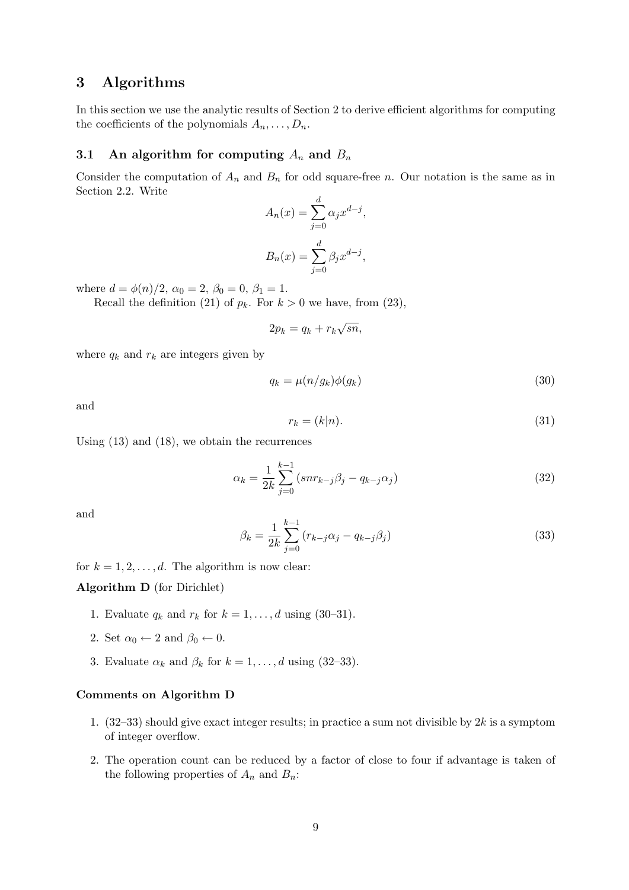## 3 Algorithms

In this section we use the analytic results of Section 2 to derive efficient algorithms for computing the coefficients of the polynomials $A_n, \ldots, D_n$.

### 3.1 An algorithm for computing $A_n$ and $B_n$

Consider the computation of $A_n$ and $B_n$ for odd square-free $n$. Our notation is the same as in Section 2.2. Write

$$A_n(x) = \sum_{j=0}^{d} \alpha_j x^{d-j},$$

$$B_n(x) = \sum_{j=0}^{d} \beta_j x^{d-j},$$

where $d = \phi(n)/2$, $\alpha_0 = 2$, $\beta_0 = 0$, $\beta_1 = 1$.

Recall the definition (21) of $p_k$. For $k > 0$ we have, from (23),

$$2p_k = q_k + r_k\sqrt{sn},$$

where $q_k$ and $r_k$ are integers given by

$$q_k = \mu(n/g_k)\phi(g_k) \tag{30}$$

and

$$r_k = (k|n). \tag{31}$$

Using (13) and (18), we obtain the recurrences

$$\alpha_k = \frac{1}{2k}\sum_{j=0}^{k-1}(snr_{k-j}\beta_j - q_{k-j}\alpha_j) \tag{32}$$

and

$$\beta_k = \frac{1}{2k}\sum_{j=0}^{k-1}(r_{k-j}\alpha_j - q_{k-j}\beta_j) \tag{33}$$

for $k = 1, 2, \ldots, d$. The algorithm is now clear:

**Algorithm D** (for Dirichlet)

1. Evaluate $q_k$ and $r_k$ for $k = 1, \ldots, d$ using (30–31).
2. Set $\alpha_0 \leftarrow 2$ and $\beta_0 \leftarrow 0$.
3. Evaluate $\alpha_k$ and $\beta_k$ for $k = 1, \ldots, d$ using (32–33).

#### Comments on Algorithm D

1. (32–33) should give exact integer results; in practice a sum not divisible by $2k$ is a symptom of integer overflow.
2. The operation count can be reduced by a factor of close to four if advantage is taken of the following properties of $A_n$ and $B_n$: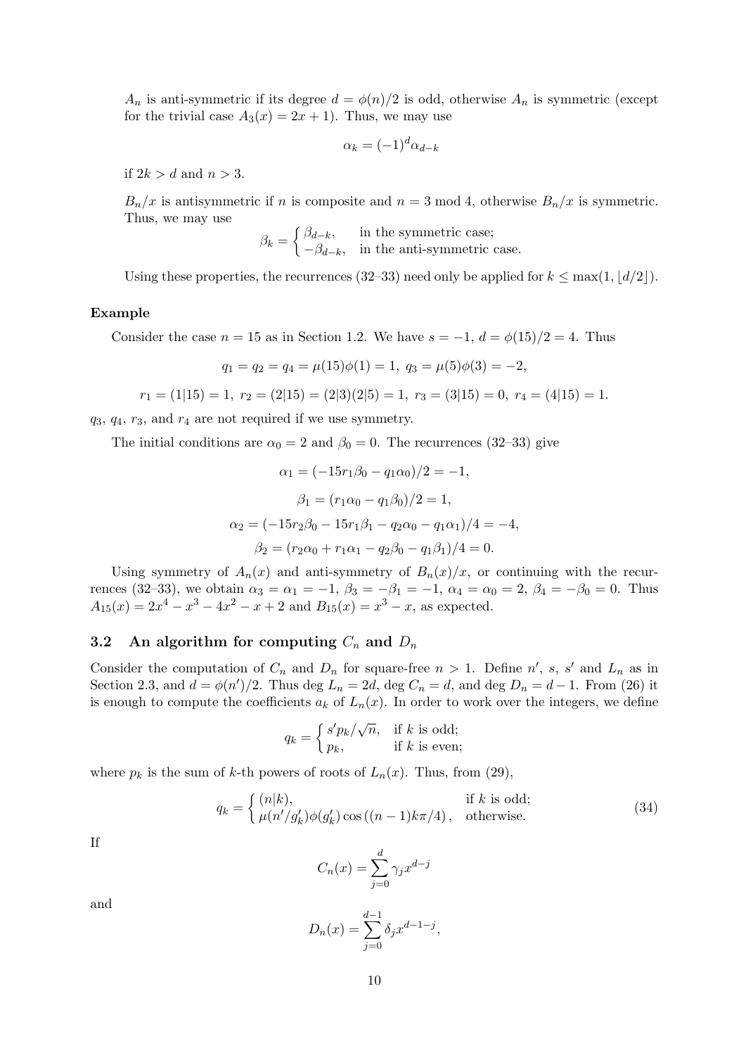$A_n$ is anti-symmetric if its degree $d = \phi(n)/2$ is odd, otherwise $A_n$ is symmetric (except for the trivial case $A_3(x) = 2x + 1$). Thus, we may use

$$\alpha_k = (-1)^d \alpha_{d-k}$$

if $2k > d$ and $n > 3$.

$B_n/x$ is antisymmetric if $n$ is composite and $n = 3 \bmod 4$, otherwise $B_n/x$ is symmetric. Thus, we may use

$$\beta_k = \begin{cases} \beta_{d-k}, & \text{in the symmetric case;} \\ -\beta_{d-k}, & \text{in the anti-symmetric case.} \end{cases}$$

Using these properties, the recurrences (32–33) need only be applied for $k \le \max(1, \lfloor d/2 \rfloor)$.

**Example**

Consider the case $n = 15$ as in Section 1.2. We have $s = -1$, $d = \phi(15)/2 = 4$. Thus

$$q_1 = q_2 = q_4 = \mu(15)\phi(1) = 1,\ q_3 = \mu(5)\phi(3) = -2,$$

$$r_1 = (1|15) = 1,\ r_2 = (2|15) = (2|3)(2|5) = 1,\ r_3 = (3|15) = 0,\ r_4 = (4|15) = 1.$$

$q_3$, $q_4$, $r_3$, and $r_4$ are not required if we use symmetry.

The initial conditions are $\alpha_0 = 2$ and $\beta_0 = 0$. The recurrences (32–33) give

$$\alpha_1 = (-15 r_1 \beta_0 - q_1 \alpha_0)/2 = -1,$$

$$\beta_1 = (r_1 \alpha_0 - q_1 \beta_0)/2 = 1,$$

$$\alpha_2 = (-15 r_2 \beta_0 - 15 r_1 \beta_1 - q_2 \alpha_0 - q_1 \alpha_1)/4 = -4,$$

$$\beta_2 = (r_2 \alpha_0 + r_1 \alpha_1 - q_2 \beta_0 - q_1 \beta_1)/4 = 0.$$

Using symmetry of $A_n(x)$ and anti-symmetry of $B_n(x)/x$, or continuing with the recurrences (32–33), we obtain $\alpha_3 = \alpha_1 = -1$, $\beta_3 = -\beta_1 = -1$, $\alpha_4 = \alpha_0 = 2$, $\beta_4 = -\beta_0 = 0$. Thus $A_{15}(x) = 2x^4 - x^3 - 4x^2 - x + 2$ and $B_{15}(x) = x^3 - x$, as expected.

### 3.2 An algorithm for computing $C_n$ and $D_n$

Consider the computation of $C_n$ and $D_n$ for square-free $n > 1$. Define $n'$, $s$, $s'$ and $L_n$ as in Section 2.3, and $d = \phi(n')/2$. Thus $\deg L_n = 2d$, $\deg C_n = d$, and $\deg D_n = d - 1$. From (26) it is enough to compute the coefficients $a_k$ of $L_n(x)$. In order to work over the integers, we define

$$q_k = \begin{cases} s' p_k / \sqrt{n}, & \text{if } k \text{ is odd;} \\ p_k, & \text{if } k \text{ is even;} \end{cases}$$

where $p_k$ is the sum of $k$-th powers of roots of $L_n(x)$. Thus, from (29),

$$q_k = \begin{cases} (n|k), & \text{if } k \text{ is odd;} \\ \mu(n'/g'_k)\phi(g'_k)\cos\left((n-1)k\pi/4\right), & \text{otherwise.} \end{cases} \tag{34}$$

If

$$C_n(x) = \sum_{j=0}^{d} \gamma_j x^{d-j}$$

and

$$D_n(x) = \sum_{j=0}^{d-1} \delta_j x^{d-1-j},$$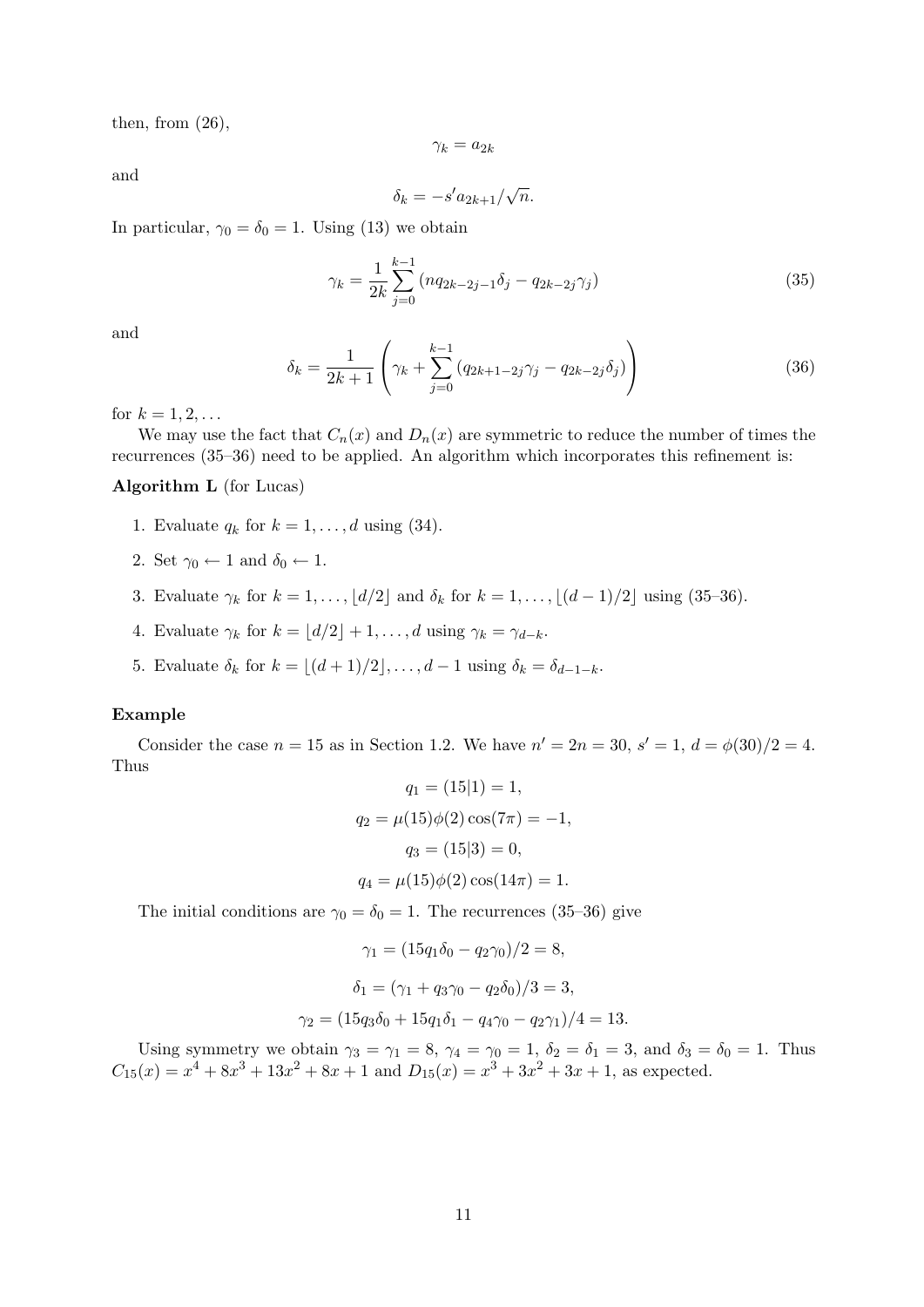then, from (26),

$$\gamma_k = a_{2k}$$

and

$$\delta_k = -s' a_{2k+1}/\sqrt{n}.$$

In particular, $\gamma_0 = \delta_0 = 1$. Using (13) we obtain

$$\gamma_k = \frac{1}{2k} \sum_{j=0}^{k-1} (n q_{2k-2j-1} \delta_j - q_{2k-2j} \gamma_j) \tag{35}$$

and

$$\delta_k = \frac{1}{2k+1} \left( \gamma_k + \sum_{j=0}^{k-1} (q_{2k+1-2j} \gamma_j - q_{2k-2j} \delta_j) \right) \tag{36}$$

for $k = 1, 2, \ldots$

We may use the fact that $C_n(x)$ and $D_n(x)$ are symmetric to reduce the number of times the recurrences (35–36) need to be applied. An algorithm which incorporates this refinement is:

**Algorithm L** (for Lucas)

1. Evaluate $q_k$ for $k = 1, \ldots, d$ using (34).
2. Set $\gamma_0 \leftarrow 1$ and $\delta_0 \leftarrow 1$.
3. Evaluate $\gamma_k$ for $k = 1, \ldots, \lfloor d/2 \rfloor$ and $\delta_k$ for $k = 1, \ldots, \lfloor (d-1)/2 \rfloor$ using (35–36).
4. Evaluate $\gamma_k$ for $k = \lfloor d/2 \rfloor + 1, \ldots, d$ using $\gamma_k = \gamma_{d-k}$.
5. Evaluate $\delta_k$ for $k = \lfloor (d+1)/2 \rfloor, \ldots, d-1$ using $\delta_k = \delta_{d-1-k}$.

**Example**

Consider the case $n = 15$ as in Section 1.2. We have $n' = 2n = 30$, $s' = 1$, $d = \phi(30)/2 = 4$. Thus

$$q_1 = (15|1) = 1,$$

$$q_2 = \mu(15)\phi(2)\cos(7\pi) = -1,$$

$$q_3 = (15|3) = 0,$$

$$q_4 = \mu(15)\phi(2)\cos(14\pi) = 1.$$

The initial conditions are $\gamma_0 = \delta_0 = 1$. The recurrences (35–36) give

$$\gamma_1 = (15 q_1 \delta_0 - q_2 \gamma_0)/2 = 8,$$

$$\delta_1 = (\gamma_1 + q_3 \gamma_0 - q_2 \delta_0)/3 = 3,$$

$$\gamma_2 = (15 q_3 \delta_0 + 15 q_1 \delta_1 - q_4 \gamma_0 - q_2 \gamma_1)/4 = 13.$$

Using symmetry we obtain $\gamma_3 = \gamma_1 = 8$, $\gamma_4 = \gamma_0 = 1$, $\delta_2 = \delta_1 = 3$, and $\delta_3 = \delta_0 = 1$. Thus $C_{15}(x) = x^4 + 8x^3 + 13x^2 + 8x + 1$ and $D_{15}(x) = x^3 + 3x^2 + 3x + 1$, as expected.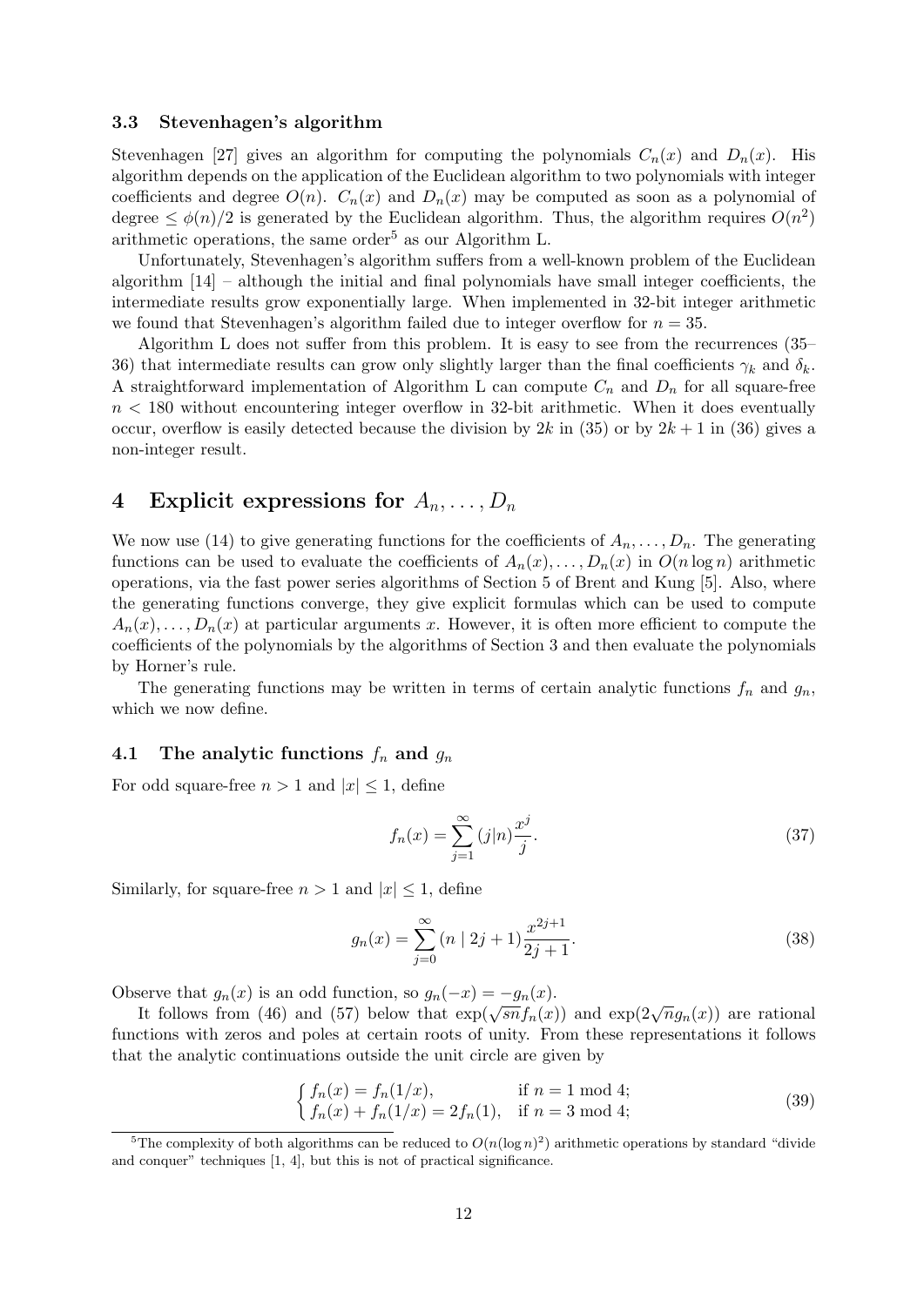### 3.3 Stevenhagen's algorithm

Stevenhagen [27] gives an algorithm for computing the polynomials $C_n(x)$ and $D_n(x)$. His algorithm depends on the application of the Euclidean algorithm to two polynomials with integer coefficients and degree $O(n)$. $C_n(x)$ and $D_n(x)$ may be computed as soon as a polynomial of degree $\le \phi(n)/2$ is generated by the Euclidean algorithm. Thus, the algorithm requires $O(n^2)$ arithmetic operations, the same order[5] as our Algorithm L.

Unfortunately, Stevenhagen's algorithm suffers from a well-known problem of the Euclidean algorithm [14] – although the initial and final polynomials have small integer coefficients, the intermediate results grow exponentially large. When implemented in 32-bit integer arithmetic we found that Stevenhagen's algorithm failed due to integer overflow for $n = 35$.

Algorithm L does not suffer from this problem. It is easy to see from the recurrences (35–36) that intermediate results can grow only slightly larger than the final coefficients $\gamma_k$ and $\delta_k$. A straightforward implementation of Algorithm L can compute $C_n$ and $D_n$ for all square-free $n < 180$ without encountering integer overflow in 32-bit arithmetic. When it does eventually occur, overflow is easily detected because the division by $2k$ in (35) or by $2k + 1$ in (36) gives a non-integer result.

## 4 Explicit expressions for $A_n, \ldots, D_n$

We now use (14) to give generating functions for the coefficients of $A_n, \ldots, D_n$. The generating functions can be used to evaluate the coefficients of $A_n(x), \ldots, D_n(x)$ in $O(n \log n)$ arithmetic operations, via the fast power series algorithms of Section 5 of Brent and Kung [5]. Also, where the generating functions converge, they give explicit formulas which can be used to compute $A_n(x), \ldots, D_n(x)$ at particular arguments $x$. However, it is often more efficient to compute the coefficients of the polynomials by the algorithms of Section 3 and then evaluate the polynomials by Horner's rule.

The generating functions may be written in terms of certain analytic functions $f_n$ and $g_n$, which we now define.

### 4.1 The analytic functions $f_n$ and $g_n$

For odd square-free $n > 1$ and $|x| \le 1$, define

$$f_n(x) = \sum_{j=1}^{\infty} (j|n) \frac{x^j}{j}. \tag{37}$$

Similarly, for square-free $n > 1$ and $|x| \le 1$, define

$$g_n(x) = \sum_{j=0}^{\infty} (n \mid 2j+1) \frac{x^{2j+1}}{2j+1}. \tag{38}$$

Observe that $g_n(x)$ is an odd function, so $g_n(-x) = -g_n(x)$.

It follows from (46) and (57) below that $\exp(\sqrt{sn} f_n(x))$ and $\exp(2\sqrt{n} g_n(x))$ are rational functions with zeros and poles at certain roots of unity. From these representations it follows that the analytic continuations outside the unit circle are given by

$$\begin{cases} f_n(x) = f_n(1/x), & \text{if } n = 1 \bmod 4; \\ f_n(x) + f_n(1/x) = 2f_n(1), & \text{if } n = 3 \bmod 4; \end{cases} \tag{39}$$

[5] The complexity of both algorithms can be reduced to $O(n(\log n)^2)$ arithmetic operations by standard "divide and conquer" techniques [1, 4], but this is not of practical significance.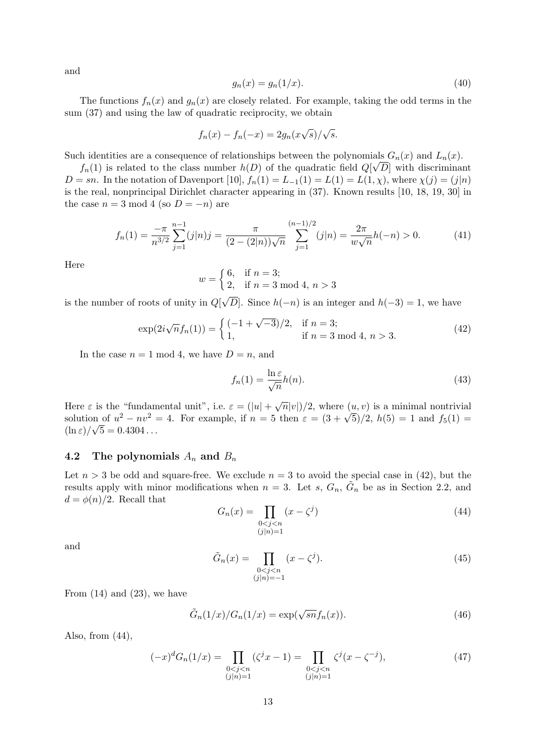and

$$g_n(x) = g_n(1/x). \tag{40}$$

The functions $f_n(x)$ and $g_n(x)$ are closely related. For example, taking the odd terms in the sum (37) and using the law of quadratic reciprocity, we obtain

$$f_n(x) - f_n(-x) = 2g_n(x\sqrt{s})/\sqrt{s}.$$

Such identities are a consequence of relationships between the polynomials $G_n(x)$ and $L_n(x)$.

$f_n(1)$ is related to the class number $h(D)$ of the quadratic field $Q[\sqrt{D}]$ with discriminant $D = sn$. In the notation of Davenport [10], $f_n(1) = L_{-1}(1) = L(1) = L(1, \chi)$, where $\chi(j) = (j|n)$ is the real, nonprincipal Dirichlet character appearing in (37). Known results [10, 18, 19, 30] in the case $n = 3 \bmod 4$ (so $D = -n$) are

$$f_n(1) = \frac{-\pi}{n^{3/2}} \sum_{j=1}^{n-1} (j|n)j = \frac{\pi}{(2 - (2|n))\sqrt{n}} \sum_{j=1}^{(n-1)/2} (j|n) = \frac{2\pi}{w\sqrt{n}} h(-n) > 0. \tag{41}$$

Here

$$w = \begin{cases} 6, & \text{if } n = 3; \\ 2, & \text{if } n = 3 \bmod 4,\ n > 3 \end{cases}$$

is the number of roots of unity in $Q[\sqrt{D}]$. Since $h(-n)$ is an integer and $h(-3) = 1$, we have

$$\exp(2i\sqrt{n} f_n(1)) = \begin{cases} (-1 + \sqrt{-3})/2, & \text{if } n = 3; \\ 1, & \text{if } n = 3 \bmod 4,\ n > 3. \end{cases} \tag{42}$$

In the case $n = 1 \bmod 4$, we have $D = n$, and

$$f_n(1) = \frac{\ln \varepsilon}{\sqrt{n}} h(n). \tag{43}$$

Here $\varepsilon$ is the "fundamental unit", i.e. $\varepsilon = (|u| + \sqrt{n}|v|)/2$, where $(u, v)$ is a minimal nontrivial solution of $u^2 - nv^2 = 4$. For example, if $n = 5$ then $\varepsilon = (3 + \sqrt{5})/2$, $h(5) = 1$ and $f_5(1) = (\ln \varepsilon)/\sqrt{5} = 0.4304\ldots$

### 4.2 The polynomials $A_n$ and $B_n$

Let $n > 3$ be odd and square-free. We exclude $n = 3$ to avoid the special case in (42), but the results apply with minor modifications when $n = 3$. Let $s$, $G_n$, $\tilde{G}_n$ be as in Section 2.2, and $d = \phi(n)/2$. Recall that

$$G_n(x) = \prod_{\substack{0<j<n \\ (j|n)=1}} (x - \zeta^j) \tag{44}$$

and

$$\tilde{G}_n(x) = \prod_{\substack{0<j<n \\ (j|n)=-1}} (x - \zeta^j). \tag{45}$$

From (14) and (23), we have

$$\tilde{G}_n(1/x)/G_n(1/x) = \exp(\sqrt{sn} f_n(x)). \tag{46}$$

Also, from (44),

$$(-x)^d G_n(1/x) = \prod_{\substack{0<j<n \\ (j|n)=1}} (\zeta^j x - 1) = \prod_{\substack{0<j<n \\ (j|n)=1}} \zeta^j (x - \zeta^{-j}), \tag{47}$$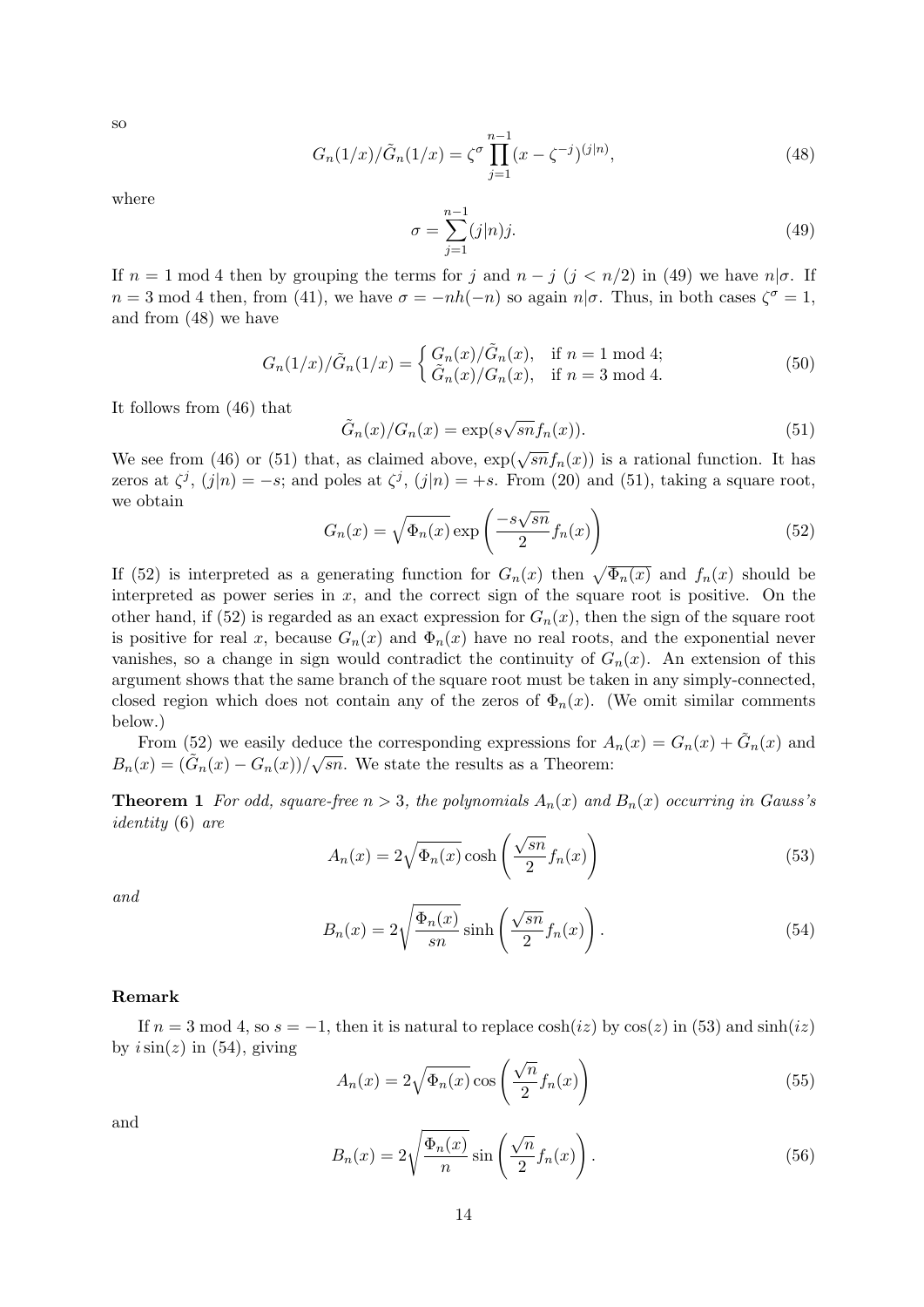so

$$G_n(1/x)/\tilde{G}_n(1/x) = \zeta^\sigma \prod_{j=1}^{n-1} (x - \zeta^{-j})^{(j|n)}, \tag{48}$$

where

$$\sigma = \sum_{j=1}^{n-1} (j|n) j. \tag{49}$$

If $n = 1 \bmod 4$ then by grouping the terms for $j$ and $n - j$ ($j < n/2$) in (49) we have $n|\sigma$. If $n = 3 \bmod 4$ then, from (41), we have $\sigma = -nh(-n)$ so again $n|\sigma$. Thus, in both cases $\zeta^\sigma = 1$, and from (48) we have

$$G_n(1/x)/\tilde{G}_n(1/x) = \begin{cases} G_n(x)/\tilde{G}_n(x), & \text{if } n = 1 \bmod 4; \\ \tilde{G}_n(x)/G_n(x), & \text{if } n = 3 \bmod 4. \end{cases} \tag{50}$$

It follows from (46) that

$$\tilde{G}_n(x)/G_n(x) = \exp(s\sqrt{sn} f_n(x)). \tag{51}$$

We see from (46) or (51) that, as claimed above, $\exp(\sqrt{sn} f_n(x))$ is a rational function. It has zeros at $\zeta^j$, $(j|n) = -s$; and poles at $\zeta^j$, $(j|n) = +s$. From (20) and (51), taking a square root, we obtain

$$G_n(x) = \sqrt{\Phi_n(x)} \exp\left( \frac{-s\sqrt{sn}}{2} f_n(x) \right) \tag{52}$$

If (52) is interpreted as a generating function for $G_n(x)$ then $\sqrt{\Phi_n(x)}$ and $f_n(x)$ should be interpreted as power series in $x$, and the correct sign of the square root is positive. On the other hand, if (52) is regarded as an exact expression for $G_n(x)$, then the sign of the square root is positive for real $x$, because $G_n(x)$ and $\Phi_n(x)$ have no real roots, and the exponential never vanishes, so a change in sign would contradict the continuity of $G_n(x)$. An extension of this argument shows that the same branch of the square root must be taken in any simply-connected, closed region which does not contain any of the zeros of $\Phi_n(x)$. (We omit similar comments below.)

From (52) we easily deduce the corresponding expressions for $A_n(x) = G_n(x) + \tilde{G}_n(x)$ and $B_n(x) = (\tilde{G}_n(x) - G_n(x))/\sqrt{sn}$. We state the results as a Theorem:

**Theorem 1** *For odd, square-free $n > 3$, the polynomials $A_n(x)$ and $B_n(x)$ occurring in Gauss's identity* (6) *are*

$$A_n(x) = 2\sqrt{\Phi_n(x)} \cosh\left( \frac{\sqrt{sn}}{2} f_n(x) \right) \tag{53}$$

*and*

$$B_n(x) = 2\sqrt{\frac{\Phi_n(x)}{sn}} \sinh\left( \frac{\sqrt{sn}}{2} f_n(x) \right). \tag{54}$$

**Remark**

If $n = 3 \bmod 4$, so $s = -1$, then it is natural to replace $\cosh(iz)$ by $\cos(z)$ in (53) and $\sinh(iz)$ by $i\sin(z)$ in (54), giving

$$A_n(x) = 2\sqrt{\Phi_n(x)} \cos\left( \frac{\sqrt{n}}{2} f_n(x) \right) \tag{55}$$

and

$$B_n(x) = 2\sqrt{\frac{\Phi_n(x)}{n}} \sin\left( \frac{\sqrt{n}}{2} f_n(x) \right). \tag{56}$$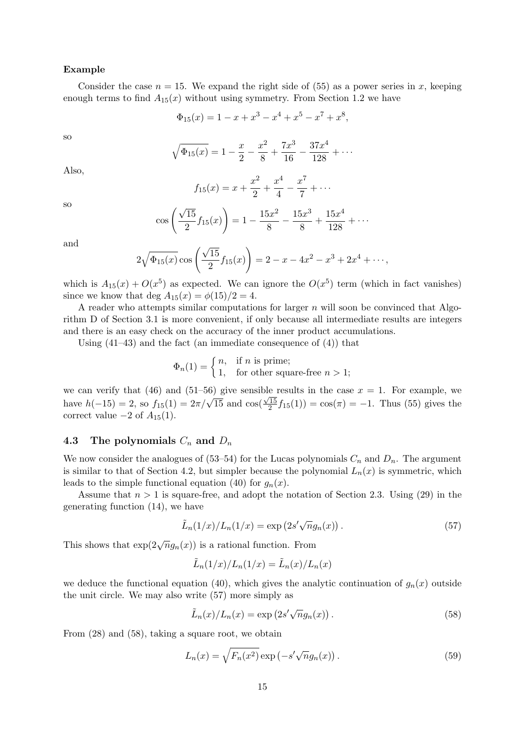**Example**

Consider the case $n = 15$. We expand the right side of (55) as a power series in $x$, keeping enough terms to find $A_{15}(x)$ without using symmetry. From Section 1.2 we have

$$\Phi_{15}(x) = 1 - x + x^3 - x^4 + x^5 - x^7 + x^8,$$

so

$$\sqrt{\Phi_{15}(x)} = 1 - \frac{x}{2} - \frac{x^2}{8} + \frac{7x^3}{16} - \frac{37x^4}{128} + \cdots$$

Also,

$$f_{15}(x) = x + \frac{x^2}{2} + \frac{x^4}{4} - \frac{x^7}{7} + \cdots$$

so

$$\cos\left(\frac{\sqrt{15}}{2} f_{15}(x)\right) = 1 - \frac{15x^2}{8} - \frac{15x^3}{8} + \frac{15x^4}{128} + \cdots$$

and

$$2\sqrt{\Phi_{15}(x)} \cos\left(\frac{\sqrt{15}}{2} f_{15}(x)\right) = 2 - x - 4x^2 - x^3 + 2x^4 + \cdots,$$

which is $A_{15}(x) + O(x^5)$ as expected. We can ignore the $O(x^5)$ term (which in fact vanishes) since we know that $\deg A_{15}(x) = \phi(15)/2 = 4$.

A reader who attempts similar computations for larger $n$ will soon be convinced that Algorithm D of Section 3.1 is more convenient, if only because all intermediate results are integers and there is an easy check on the accuracy of the inner product accumulations.

Using (41–43) and the fact (an immediate consequence of (4)) that

$$\Phi_n(1) = \begin{cases} n, & \text{if } n \text{ is prime;} \\ 1, & \text{for other square-free } n > 1; \end{cases}$$

we can verify that (46) and (51–56) give sensible results in the case $x = 1$. For example, we have $h(-15) = 2$, so $f_{15}(1) = 2\pi/\sqrt{15}$ and $\cos(\frac{\sqrt{15}}{2} f_{15}(1)) = \cos(\pi) = -1$. Thus (55) gives the correct value $-2$ of $A_{15}(1)$.

## 4.3 The polynomials $C_n$ and $D_n$

We now consider the analogues of (53–54) for the Lucas polynomials $C_n$ and $D_n$. The argument is similar to that of Section 4.2, but simpler because the polynomial $L_n(x)$ is symmetric, which leads to the simple functional equation (40) for $g_n(x)$.

Assume that $n > 1$ is square-free, and adopt the notation of Section 2.3. Using (29) in the generating function (14), we have

$$\tilde{L}_n(1/x)/L_n(1/x) = \exp\left(2s'\sqrt{n} g_n(x)\right). \tag{57}$$

This shows that $\exp(2\sqrt{n} g_n(x))$ is a rational function. From

$$\tilde{L}_n(1/x)/L_n(1/x) = \tilde{L}_n(x)/L_n(x)$$

we deduce the functional equation (40), which gives the analytic continuation of $g_n(x)$ outside the unit circle. We may also write (57) more simply as

$$\tilde{L}_n(x)/L_n(x) = \exp\left(2s'\sqrt{n} g_n(x)\right). \tag{58}$$

From (28) and (58), taking a square root, we obtain

$$L_n(x) = \sqrt{F_n(x^2)} \exp\left(-s'\sqrt{n} g_n(x)\right). \tag{59}$$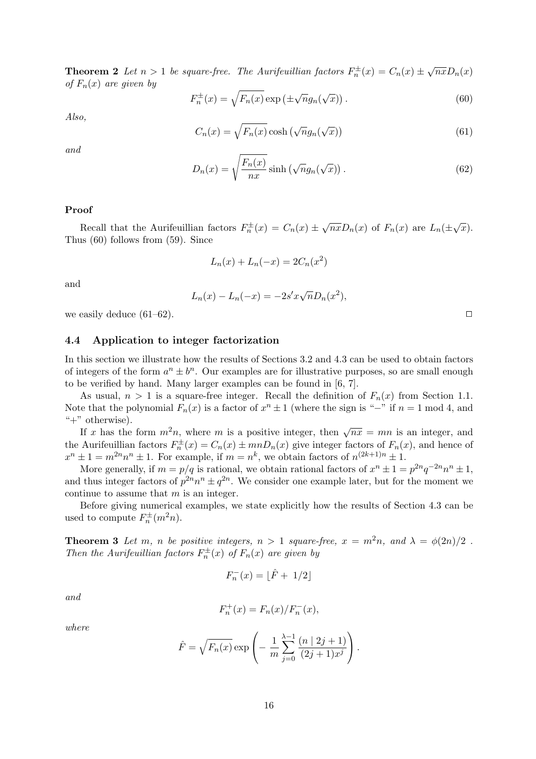**Theorem 2** *Let $n > 1$ be square-free. The Aurifeuillian factors $F_n^{\pm}(x) = C_n(x) \pm \sqrt{nx} D_n(x)$ of $F_n(x)$ are given by*

$$F_n^{\pm}(x) = \sqrt{F_n(x)} \exp\left(\pm\sqrt{n} g_n(\sqrt{x})\right). \tag{60}$$

*Also,*

$$C_n(x) = \sqrt{F_n(x)} \cosh\left(\sqrt{n} g_n(\sqrt{x})\right) \tag{61}$$

*and*

$$D_n(x) = \sqrt{\frac{F_n(x)}{nx}} \sinh\left(\sqrt{n} g_n(\sqrt{x})\right). \tag{62}$$

**Proof**

Recall that the Aurifeuillian factors $F_n^{\pm}(x) = C_n(x) \pm \sqrt{nx} D_n(x)$ of $F_n(x)$ are $L_n(\pm\sqrt{x})$. Thus (60) follows from (59). Since

$$L_n(x) + L_n(-x) = 2C_n(x^2)$$

and

$$L_n(x) - L_n(-x) = -2s' x \sqrt{n} D_n(x^2),$$

we easily deduce (61–62). □

### 4.4 Application to integer factorization

In this section we illustrate how the results of Sections 3.2 and 4.3 can be used to obtain factors of integers of the form $a^n \pm b^n$. Our examples are for illustrative purposes, so are small enough to be verified by hand. Many larger examples can be found in [6, 7].

As usual, $n > 1$ is a square-free integer. Recall the definition of $F_n(x)$ from Section 1.1. Note that the polynomial $F_n(x)$ is a factor of $x^n \pm 1$ (where the sign is "$-$" if $n = 1 \bmod 4$, and "$+$" otherwise).

If $x$ has the form $m^2 n$, where $m$ is a positive integer, then $\sqrt{nx} = mn$ is an integer, and the Aurifeuillian factors $F_n^{\pm}(x) = C_n(x) \pm mnD_n(x)$ give integer factors of $F_n(x)$, and hence of $x^n \pm 1 = m^{2n} n^n \pm 1$. For example, if $m = n^k$, we obtain factors of $n^{(2k+1)n} \pm 1$.

More generally, if $m = p/q$ is rational, we obtain rational factors of $x^n \pm 1 = p^{2n} q^{-2n} n^n \pm 1$, and thus integer factors of $p^{2n} n^n \pm q^{2n}$. We consider one example later, but for the moment we continue to assume that $m$ is an integer.

Before giving numerical examples, we state explicitly how the results of Section 4.3 can be used to compute $F_n^{\pm}(m^2 n)$.

**Theorem 3** *Let $m$, $n$ be positive integers, $n > 1$ square-free, $x = m^2 n$, and $\lambda = \phi(2n)/2$ . Then the Aurifeuillian factors $F_n^{\pm}(x)$ of $F_n(x)$ are given by*

$$F_n^{-}(x) = \lfloor \hat{F} + 1/2 \rfloor$$

*and*

$$F_n^{+}(x) = F_n(x)/F_n^{-}(x),$$

*where*

$$\hat{F} = \sqrt{F_n(x)} \exp\left(-\frac{1}{m} \sum_{j=0}^{\lambda-1} \frac{(n \mid 2j+1)}{(2j+1)x^j}\right).$$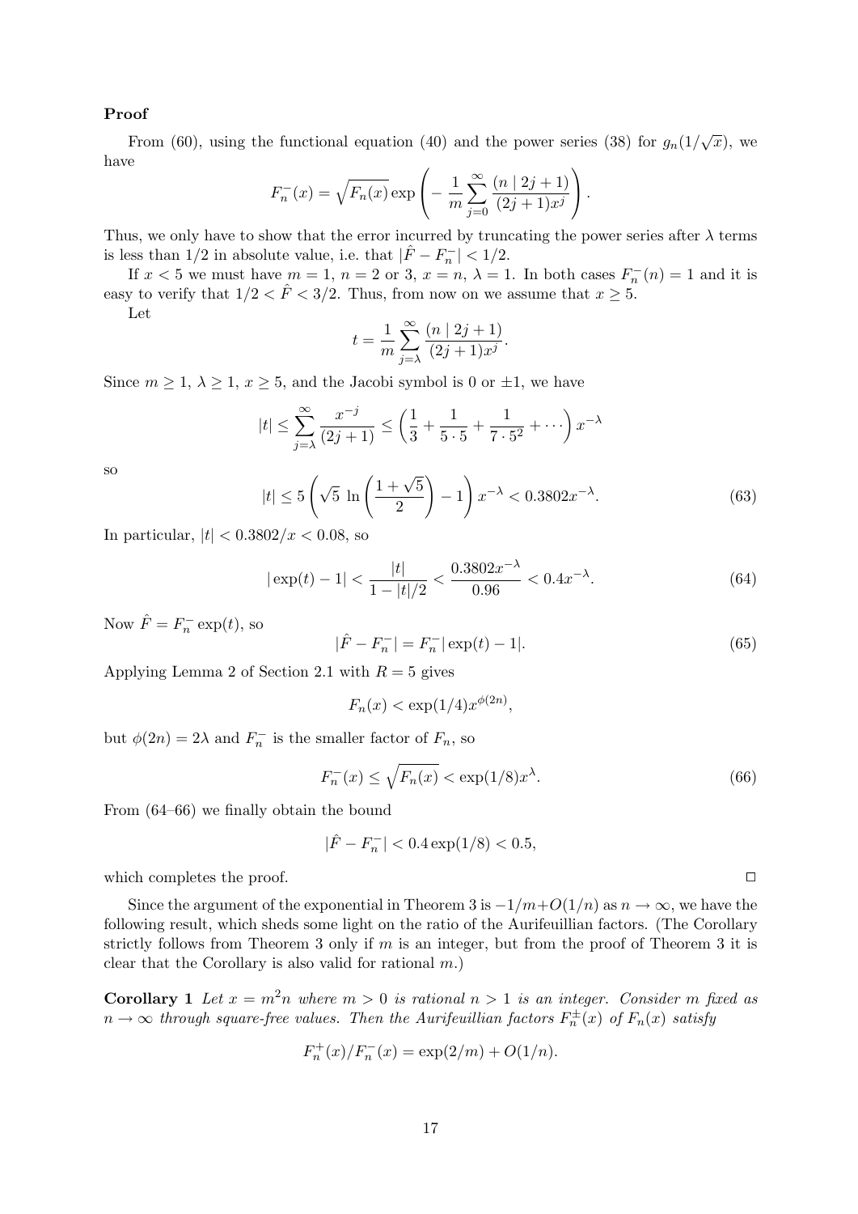**Proof**

From (60), using the functional equation (40) and the power series (38) for $g_n(1/\sqrt{x})$, we have

$$F_n^-(x) = \sqrt{F_n(x)} \exp\left(-\frac{1}{m}\sum_{j=0}^{\infty} \frac{(n \mid 2j+1)}{(2j+1)x^j}\right).$$

Thus, we only have to show that the error incurred by truncating the power series after $\lambda$ terms is less than $1/2$ in absolute value, i.e. that $|\hat{F} - F_n^-| < 1/2$.

If $x < 5$ we must have $m = 1$, $n = 2$ or $3$, $x = n$, $\lambda = 1$. In both cases $F_n^-(n) = 1$ and it is easy to verify that $1/2 < \hat{F} < 3/2$. Thus, from now on we assume that $x \geq 5$.

Let

$$t = \frac{1}{m}\sum_{j=\lambda}^{\infty} \frac{(n \mid 2j+1)}{(2j+1)x^j}.$$

Since $m \geq 1$, $\lambda \geq 1$, $x \geq 5$, and the Jacobi symbol is 0 or $\pm 1$, we have

$$|t| \leq \sum_{j=\lambda}^{\infty} \frac{x^{-j}}{(2j+1)} \leq \left(\frac{1}{3} + \frac{1}{5\cdot 5} + \frac{1}{7\cdot 5^2} + \cdots\right) x^{-\lambda}$$

so

$$|t| \leq 5\left(\sqrt{5}\,\ln\left(\frac{1+\sqrt{5}}{2}\right) - 1\right) x^{-\lambda} < 0.3802 x^{-\lambda}. \tag{63}$$

In particular, $|t| < 0.3802/x < 0.08$, so

$$|\exp(t) - 1| < \frac{|t|}{1 - |t|/2} < \frac{0.3802 x^{-\lambda}}{0.96} < 0.4 x^{-\lambda}. \tag{64}$$

Now $\hat{F} = F_n^- \exp(t)$, so

$$|\hat{F} - F_n^-| = F_n^- |\exp(t) - 1|. \tag{65}$$

Applying Lemma 2 of Section 2.1 with $R = 5$ gives

$$F_n(x) < \exp(1/4) x^{\phi(2n)},$$

but $\phi(2n) = 2\lambda$ and $F_n^-$ is the smaller factor of $F_n$, so

$$F_n^-(x) \leq \sqrt{F_n(x)} < \exp(1/8) x^{\lambda}. \tag{66}$$

From (64–66) we finally obtain the bound

$$|\hat{F} - F_n^-| < 0.4\exp(1/8) < 0.5,$$

which completes the proof. □

Since the argument of the exponential in Theorem 3 is $-1/m + O(1/n)$ as $n \to \infty$, we have the following result, which sheds some light on the ratio of the Aurifeuillian factors. (The Corollary strictly follows from Theorem 3 only if $m$ is an integer, but from the proof of Theorem 3 it is clear that the Corollary is also valid for rational $m$.)

**Corollary 1** *Let $x = m^2 n$ where $m > 0$ is rational $n > 1$ is an integer. Consider $m$ fixed as $n \to \infty$ through square-free values. Then the Aurifeuillian factors $F_n^{\pm}(x)$ of $F_n(x)$ satisfy*

$$F_n^+(x)/F_n^-(x) = \exp(2/m) + O(1/n).$$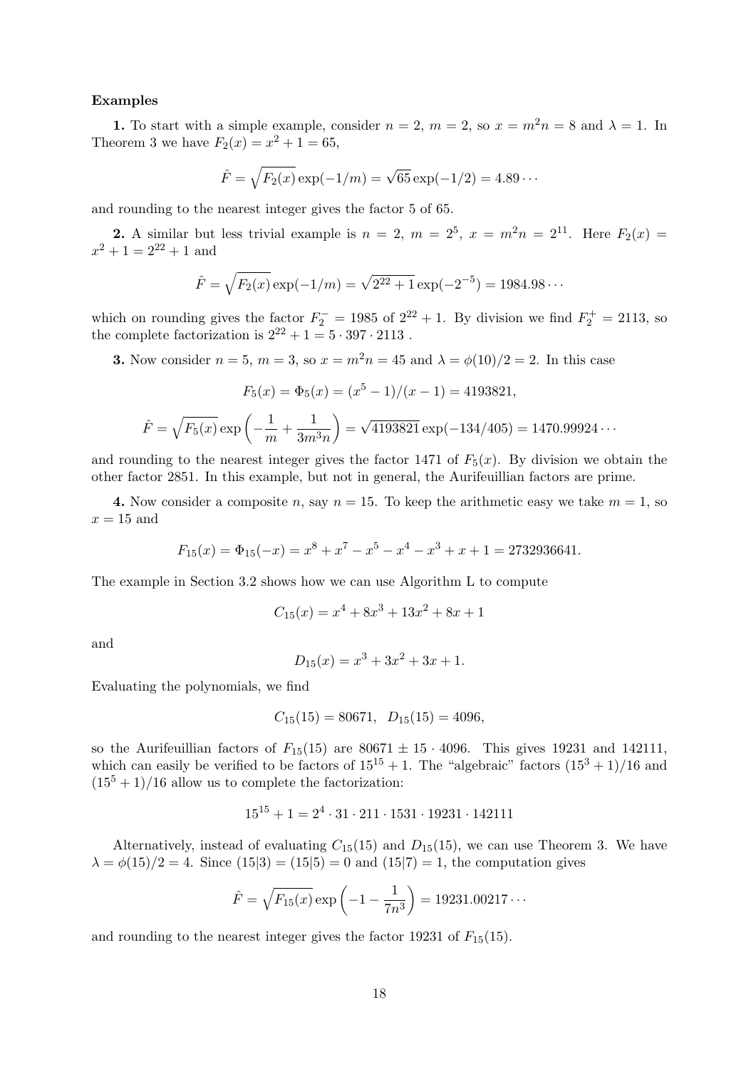**Examples**

**1.** To start with a simple example, consider $n = 2$, $m = 2$, so $x = m^2 n = 8$ and $\lambda = 1$. In Theorem 3 we have $F_2(x) = x^2 + 1 = 65$,

$$\hat{F} = \sqrt{F_2(x)} \exp(-1/m) = \sqrt{65} \exp(-1/2) = 4.89 \cdots$$

and rounding to the nearest integer gives the factor 5 of 65.

**2.** A similar but less trivial example is $n = 2$, $m = 2^5$, $x = m^2 n = 2^{11}$. Here $F_2(x) = x^2 + 1 = 2^{22} + 1$ and

$$\hat{F} = \sqrt{F_2(x)} \exp(-1/m) = \sqrt{2^{22} + 1} \exp(-2^{-5}) = 1984.98 \cdots$$

which on rounding gives the factor $F_2^- = 1985$ of $2^{22} + 1$. By division we find $F_2^+ = 2113$, so the complete factorization is $2^{22} + 1 = 5 \cdot 397 \cdot 2113$ .

**3.** Now consider $n = 5$, $m = 3$, so $x = m^2 n = 45$ and $\lambda = \phi(10)/2 = 2$. In this case

$$F_5(x) = \Phi_5(x) = (x^5 - 1)/(x - 1) = 4193821,$$

$$\hat{F} = \sqrt{F_5(x)} \exp\left(-\frac{1}{m} + \frac{1}{3m^3 n}\right) = \sqrt{4193821} \exp(-134/405) = 1470.99924 \cdots$$

and rounding to the nearest integer gives the factor 1471 of $F_5(x)$. By division we obtain the other factor 2851. In this example, but not in general, the Aurifeuillian factors are prime.

**4.** Now consider a composite $n$, say $n = 15$. To keep the arithmetic easy we take $m = 1$, so $x = 15$ and

$$F_{15}(x) = \Phi_{15}(-x) = x^8 + x^7 - x^5 - x^4 - x^3 + x + 1 = 2732936641.$$

The example in Section 3.2 shows how we can use Algorithm L to compute

$$C_{15}(x) = x^4 + 8x^3 + 13x^2 + 8x + 1$$

and

$$D_{15}(x) = x^3 + 3x^2 + 3x + 1.$$

Evaluating the polynomials, we find

$$C_{15}(15) = 80671, \quad D_{15}(15) = 4096,$$

so the Aurifeuillian factors of $F_{15}(15)$ are $80671 \pm 15 \cdot 4096$. This gives 19231 and 142111, which can easily be verified to be factors of $15^{15} + 1$. The "algebraic" factors $(15^3 + 1)/16$ and $(15^5 + 1)/16$ allow us to complete the factorization:

$$15^{15} + 1 = 2^4 \cdot 31 \cdot 211 \cdot 1531 \cdot 19231 \cdot 142111$$

Alternatively, instead of evaluating $C_{15}(15)$ and $D_{15}(15)$, we can use Theorem 3. We have $\lambda = \phi(15)/2 = 4$. Since $(15|3) = (15|5) = 0$ and $(15|7) = 1$, the computation gives

$$\hat{F} = \sqrt{F_{15}(x)} \exp\left(-1 - \frac{1}{7n^3}\right) = 19231.00217 \cdots$$

and rounding to the nearest integer gives the factor 19231 of $F_{15}(15)$.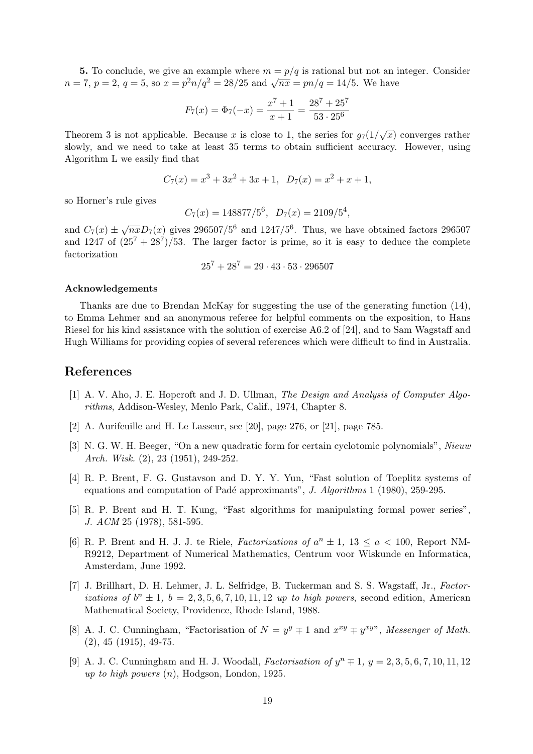**5.** To conclude, we give an example where $m = p/q$ is rational but not an integer. Consider $n = 7$, $p = 2$, $q = 5$, so $x = p^2n/q^2 = 28/25$ and $\sqrt{nx} = pn/q = 14/5$. We have

$$F_7(x) = \Phi_7(-x) = \frac{x^7 + 1}{x + 1} = \frac{28^7 + 25^7}{53 \cdot 25^6}$$

Theorem 3 is not applicable. Because $x$ is close to 1, the series for $g_7(1/\sqrt{x})$ converges rather slowly, and we need to take at least 35 terms to obtain sufficient accuracy. However, using Algorithm L we easily find that

$$C_7(x) = x^3 + 3x^2 + 3x + 1, \quad D_7(x) = x^2 + x + 1,$$

so Horner's rule gives

$$C_7(x) = 148877/5^6, \quad D_7(x) = 2109/5^4,$$

and $C_7(x) \pm \sqrt{nx}D_7(x)$ gives $296507/5^6$ and $1247/5^6$. Thus, we have obtained factors 296507 and 1247 of $(25^7 + 28^7)/53$. The larger factor is prime, so it is easy to deduce the complete factorization

$$25^7 + 28^7 = 29 \cdot 43 \cdot 53 \cdot 296507$$

#### Acknowledgements

Thanks are due to Brendan McKay for suggesting the use of the generating function (14), to Emma Lehmer and an anonymous referee for helpful comments on the exposition, to Hans Riesel for his kind assistance with the solution of exercise A6.2 of [24], and to Sam Wagstaff and Hugh Williams for providing copies of several references which were difficult to find in Australia.

## References

[1] A. V. Aho, J. E. Hopcroft and J. D. Ullman, *The Design and Analysis of Computer Algorithms*, Addison-Wesley, Menlo Park, Calif., 1974, Chapter 8.

[2] A. Aurifeuille and H. Le Lasseur, see [20], page 276, or [21], page 785.

[3] N. G. W. H. Beeger, "On a new quadratic form for certain cyclotomic polynomials", *Nieuw Arch. Wisk.* (2), 23 (1951), 249-252.

[4] R. P. Brent, F. G. Gustavson and D. Y. Y. Yun, "Fast solution of Toeplitz systems of equations and computation of Padé approximants", *J. Algorithms* 1 (1980), 259-295.

[5] R. P. Brent and H. T. Kung, "Fast algorithms for manipulating formal power series", *J. ACM* 25 (1978), 581-595.

[6] R. P. Brent and H. J. J. te Riele, *Factorizations of $a^n \pm 1$, $13 \le a < 100$*, Report NM-R9212, Department of Numerical Mathematics, Centrum voor Wiskunde en Informatica, Amsterdam, June 1992.

[7] J. Brillhart, D. H. Lehmer, J. L. Selfridge, B. Tuckerman and S. S. Wagstaff, Jr., *Factorizations of $b^n \pm 1$, $b = 2, 3, 5, 6, 7, 10, 11, 12$ up to high powers*, second edition, American Mathematical Society, Providence, Rhode Island, 1988.

[8] A. J. C. Cunningham, "Factorisation of $N = y^y \mp 1$ and $x^{xy} \mp y^{xy}$", *Messenger of Math.* (2), 45 (1915), 49-75.

[9] A. J. C. Cunningham and H. J. Woodall, *Factorisation of $y^n \mp 1$, $y = 2, 3, 5, 6, 7, 10, 11, 12$ up to high powers ($n$)*, Hodgson, London, 1925.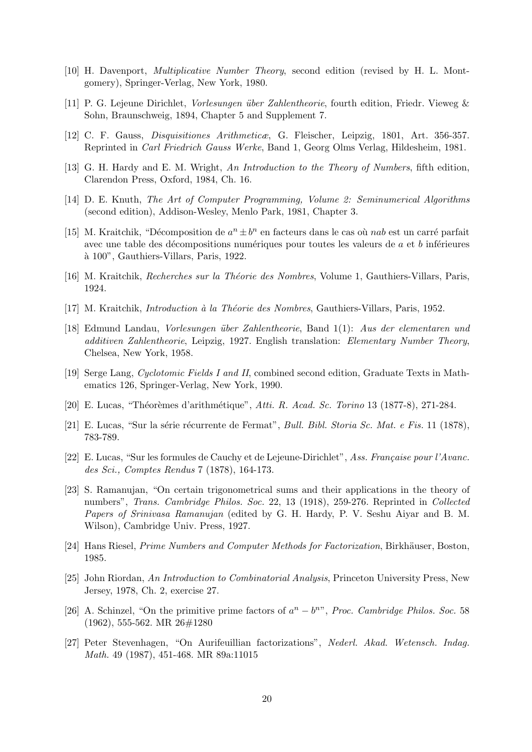[10] H. Davenport, *Multiplicative Number Theory*, second edition (revised by H. L. Montgomery), Springer-Verlag, New York, 1980.

[11] P. G. Lejeune Dirichlet, *Vorlesungen über Zahlentheorie*, fourth edition, Friedr. Vieweg & Sohn, Braunschweig, 1894, Chapter 5 and Supplement 7.

[12] C. F. Gauss, *Disquisitiones Arithmeticæ*, G. Fleischer, Leipzig, 1801, Art. 356-357. Reprinted in *Carl Friedrich Gauss Werke*, Band 1, Georg Olms Verlag, Hildesheim, 1981.

[13] G. H. Hardy and E. M. Wright, *An Introduction to the Theory of Numbers*, fifth edition, Clarendon Press, Oxford, 1984, Ch. 16.

[14] D. E. Knuth, *The Art of Computer Programming, Volume 2: Seminumerical Algorithms* (second edition), Addison-Wesley, Menlo Park, 1981, Chapter 3.

[15] M. Kraitchik, "Décomposition de $a^n \pm b^n$ en facteurs dans le cas où $nab$ est un carré parfait avec une table des décompositions numériques pour toutes les valeurs de $a$ et $b$ inférieures à 100", Gauthiers-Villars, Paris, 1922.

[16] M. Kraitchik, *Recherches sur la Théorie des Nombres*, Volume 1, Gauthiers-Villars, Paris, 1924.

[17] M. Kraitchik, *Introduction à la Théorie des Nombres*, Gauthiers-Villars, Paris, 1952.

[18] Edmund Landau, *Vorlesungen über Zahlentheorie*, Band 1(1): *Aus der elementaren und additiven Zahlentheorie*, Leipzig, 1927. English translation: *Elementary Number Theory*, Chelsea, New York, 1958.

[19] Serge Lang, *Cyclotomic Fields I and II*, combined second edition, Graduate Texts in Mathematics 126, Springer-Verlag, New York, 1990.

[20] E. Lucas, "Théorèmes d'arithmétique", *Atti. R. Acad. Sc. Torino* 13 (1877-8), 271-284.

[21] E. Lucas, "Sur la série récurrente de Fermat", *Bull. Bibl. Storia Sc. Mat. e Fis.* 11 (1878), 783-789.

[22] E. Lucas, "Sur les formules de Cauchy et de Lejeune-Dirichlet", *Ass. Française pour l'Avanc. des Sci., Comptes Rendus* 7 (1878), 164-173.

[23] S. Ramanujan, "On certain trigonometrical sums and their applications in the theory of numbers", *Trans. Cambridge Philos. Soc.* 22, 13 (1918), 259-276. Reprinted in *Collected Papers of Srinivasa Ramanujan* (edited by G. H. Hardy, P. V. Seshu Aiyar and B. M. Wilson), Cambridge Univ. Press, 1927.

[24] Hans Riesel, *Prime Numbers and Computer Methods for Factorization*, Birkhäuser, Boston, 1985.

[25] John Riordan, *An Introduction to Combinatorial Analysis*, Princeton University Press, New Jersey, 1978, Ch. 2, exercise 27.

[26] A. Schinzel, "On the primitive prime factors of $a^n - b^n$", *Proc. Cambridge Philos. Soc.* 58 (1962), 555-562. MR 26#1280

[27] Peter Stevenhagen, "On Aurifeuillian factorizations", *Nederl. Akad. Wetensch. Indag. Math.* 49 (1987), 451-468. MR 89a:11015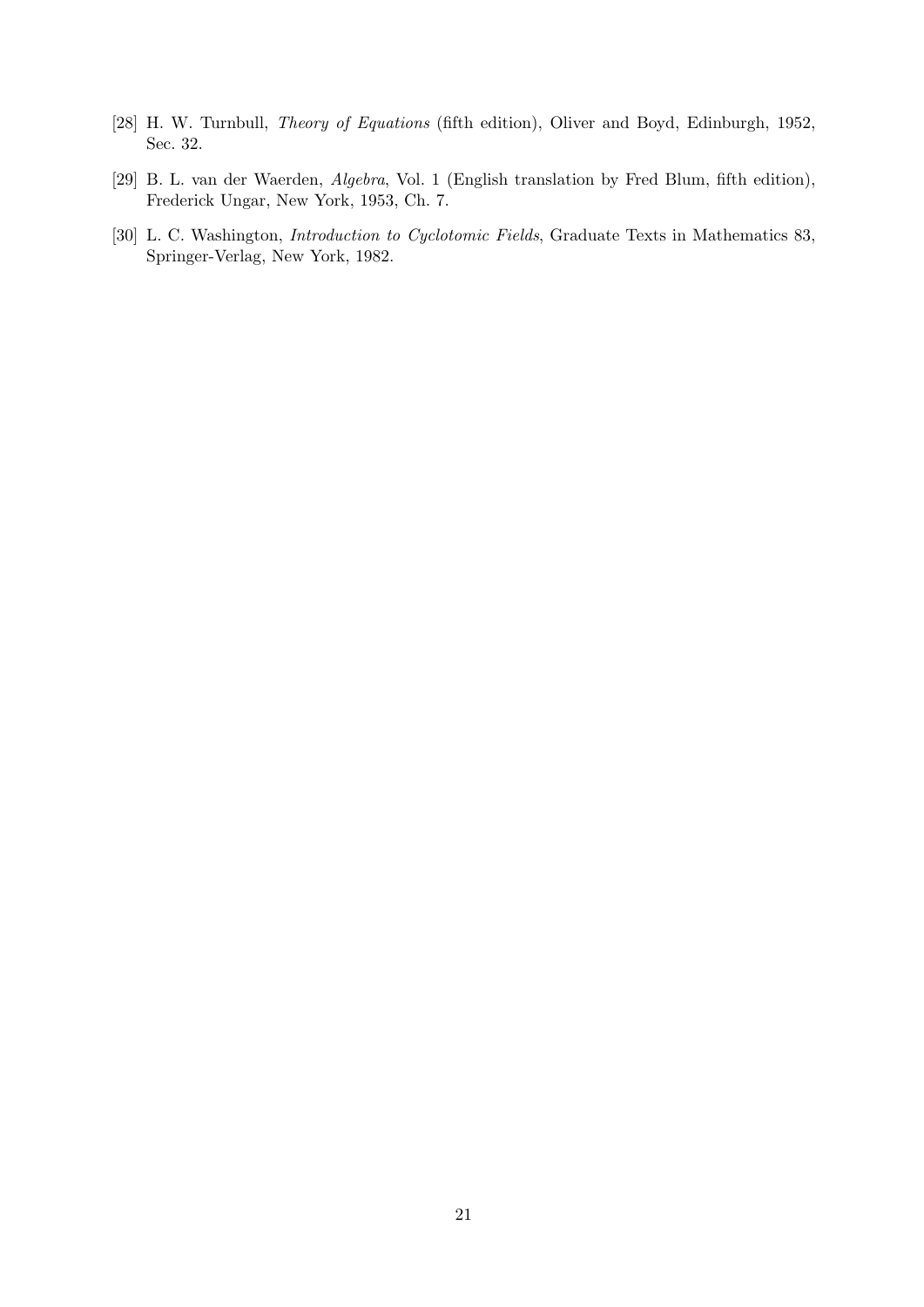[28] H. W. Turnbull, *Theory of Equations* (fifth edition), Oliver and Boyd, Edinburgh, 1952, Sec. 32.

[29] B. L. van der Waerden, *Algebra*, Vol. 1 (English translation by Fred Blum, fifth edition), Frederick Ungar, New York, 1953, Ch. 7.

[30] L. C. Washington, *Introduction to Cyclotomic Fields*, Graduate Texts in Mathematics 83, Springer-Verlag, New York, 1982.